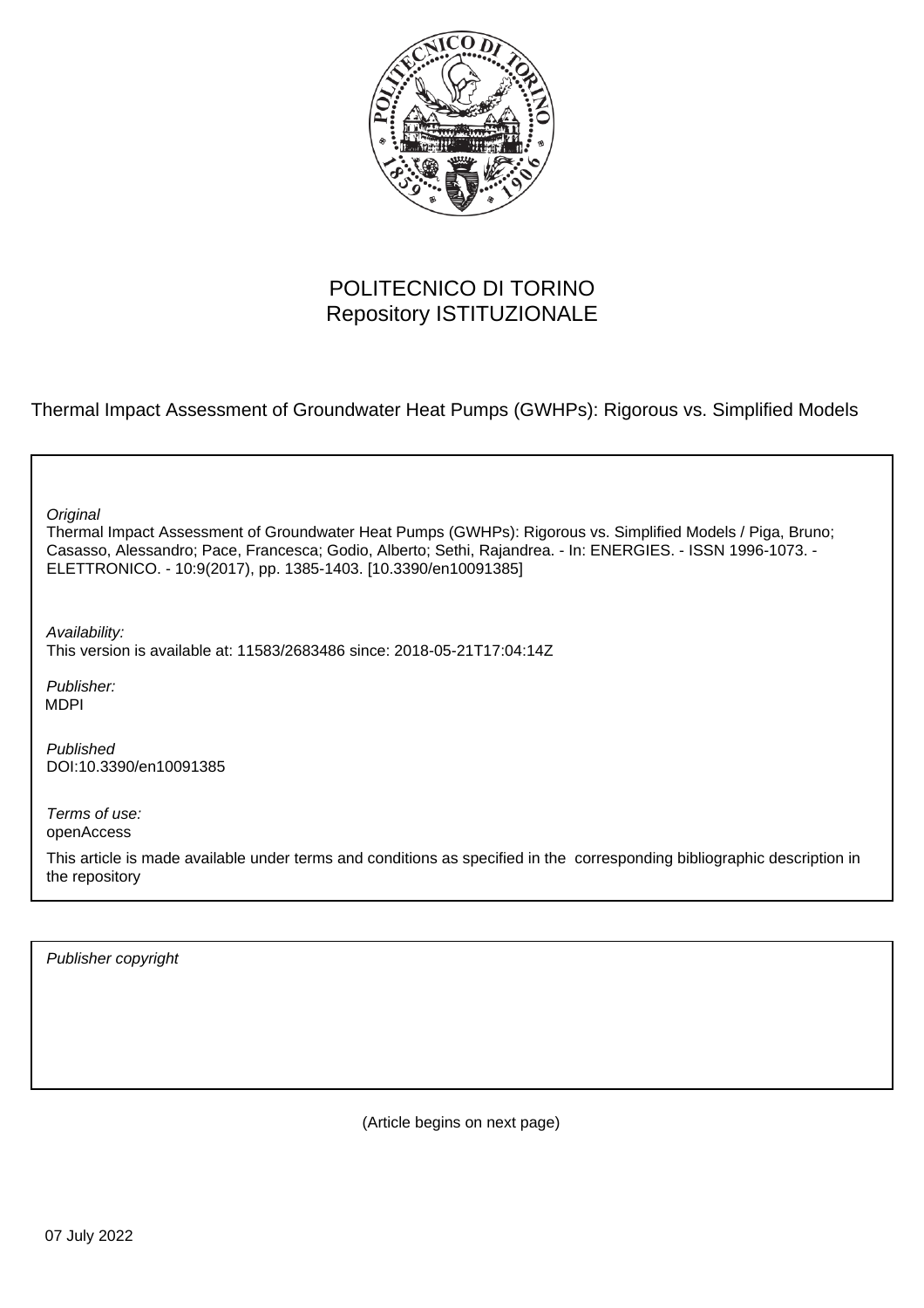POLITECNICO DI TORINO
Repository ISTITUZIONALE

Thermal Impact Assessment of Groundwater Heat Pumps (GWHPs): Rigorous vs. Simplified Models

*Original*
Thermal Impact Assessment of Groundwater Heat Pumps (GWHPs): Rigorous vs. Simplified Models / Piga, Bruno; Casasso, Alessandro; Pace, Francesca; Godio, Alberto; Sethi, Rajandrea. - In: ENERGIES. - ISSN 1996-1073. - ELETTRONICO. - 10:9(2017), pp. 1385-1403. [10.3390/en10091385]

*Availability:*
This version is available at: 11583/2683486 since: 2018-05-21T17:04:14Z

*Publisher:*
MDPI

*Published*
DOI:10.3390/en10091385

*Terms of use:*
openAccess

This article is made available under terms and conditions as specified in the corresponding bibliographic description in the repository

*Publisher copyright*

(Article begins on next page)

07 July 2022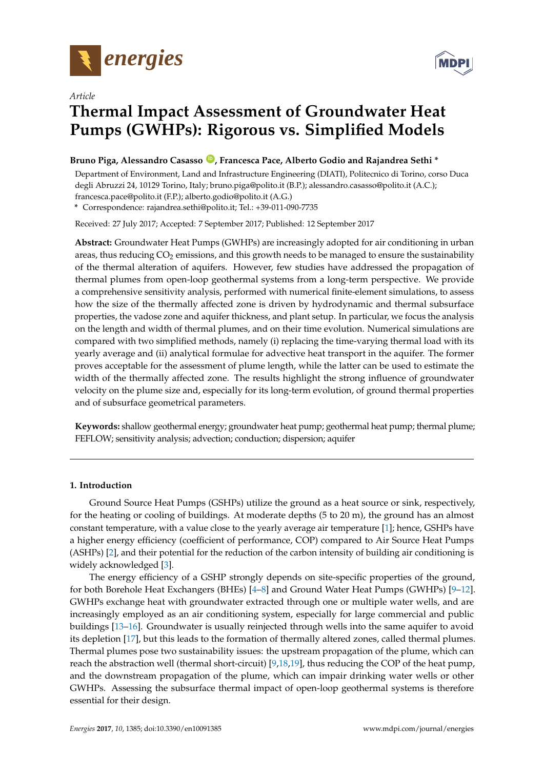energies

MDPI

*Article*

# Thermal Impact Assessment of Groundwater Heat Pumps (GWHPs): Rigorous vs. Simplified Models

**Bruno Piga, Alessandro Casasso, Francesca Pace, Alberto Godio and Rajandrea Sethi ***

Department of Environment, Land and Infrastructure Engineering (DIATI), Politecnico di Torino, corso Duca degli Abruzzi 24, 10129 Torino, Italy; bruno.piga@polito.it (B.P.); alessandro.casasso@polito.it (A.C.); francesca.pace@polito.it (F.P.); alberto.godio@polito.it (A.G.)

\* Correspondence: rajandrea.sethi@polito.it; Tel.: +39-011-090-7735

Received: 27 July 2017; Accepted: 7 September 2017; Published: 12 September 2017

**Abstract:** Groundwater Heat Pumps (GWHPs) are increasingly adopted for air conditioning in urban areas, thus reducing $CO_2$ emissions, and this growth needs to be managed to ensure the sustainability of the thermal alteration of aquifers. However, few studies have addressed the propagation of thermal plumes from open-loop geothermal systems from a long-term perspective. We provide a comprehensive sensitivity analysis, performed with numerical finite-element simulations, to assess how the size of the thermally affected zone is driven by hydrodynamic and thermal subsurface properties, the vadose zone and aquifer thickness, and plant setup. In particular, we focus the analysis on the length and width of thermal plumes, and on their time evolution. Numerical simulations are compared with two simplified methods, namely (i) replacing the time-varying thermal load with its yearly average and (ii) analytical formulae for advective heat transport in the aquifer. The former proves acceptable for the assessment of plume length, while the latter can be used to estimate the width of the thermally affected zone. The results highlight the strong influence of groundwater velocity on the plume size and, especially for its long-term evolution, of ground thermal properties and of subsurface geometrical parameters.

**Keywords:** shallow geothermal energy; groundwater heat pump; geothermal heat pump; thermal plume; FEFLOW; sensitivity analysis; advection; conduction; dispersion; aquifer

## 1. Introduction

Ground Source Heat Pumps (GSHPs) utilize the ground as a heat source or sink, respectively, for the heating or cooling of buildings. At moderate depths (5 to 20 m), the ground has an almost constant temperature, with a value close to the yearly average air temperature [1]; hence, GSHPs have a higher energy efficiency (coefficient of performance, COP) compared to Air Source Heat Pumps (ASHPs) [2], and their potential for the reduction of the carbon intensity of building air conditioning is widely acknowledged [3].

The energy efficiency of a GSHP strongly depends on site-specific properties of the ground, for both Borehole Heat Exchangers (BHEs) [4–8] and Ground Water Heat Pumps (GWHPs) [9–12]. GWHPs exchange heat with groundwater extracted through one or multiple water wells, and are increasingly employed as an air conditioning system, especially for large commercial and public buildings [13–16]. Groundwater is usually reinjected through wells into the same aquifer to avoid its depletion [17], but this leads to the formation of thermally altered zones, called thermal plumes. Thermal plumes pose two sustainability issues: the upstream propagation of the plume, which can reach the abstraction well (thermal short-circuit) [9,18,19], thus reducing the COP of the heat pump, and the downstream propagation of the plume, which can impair drinking water wells or other GWHPs. Assessing the subsurface thermal impact of open-loop geothermal systems is therefore essential for their design.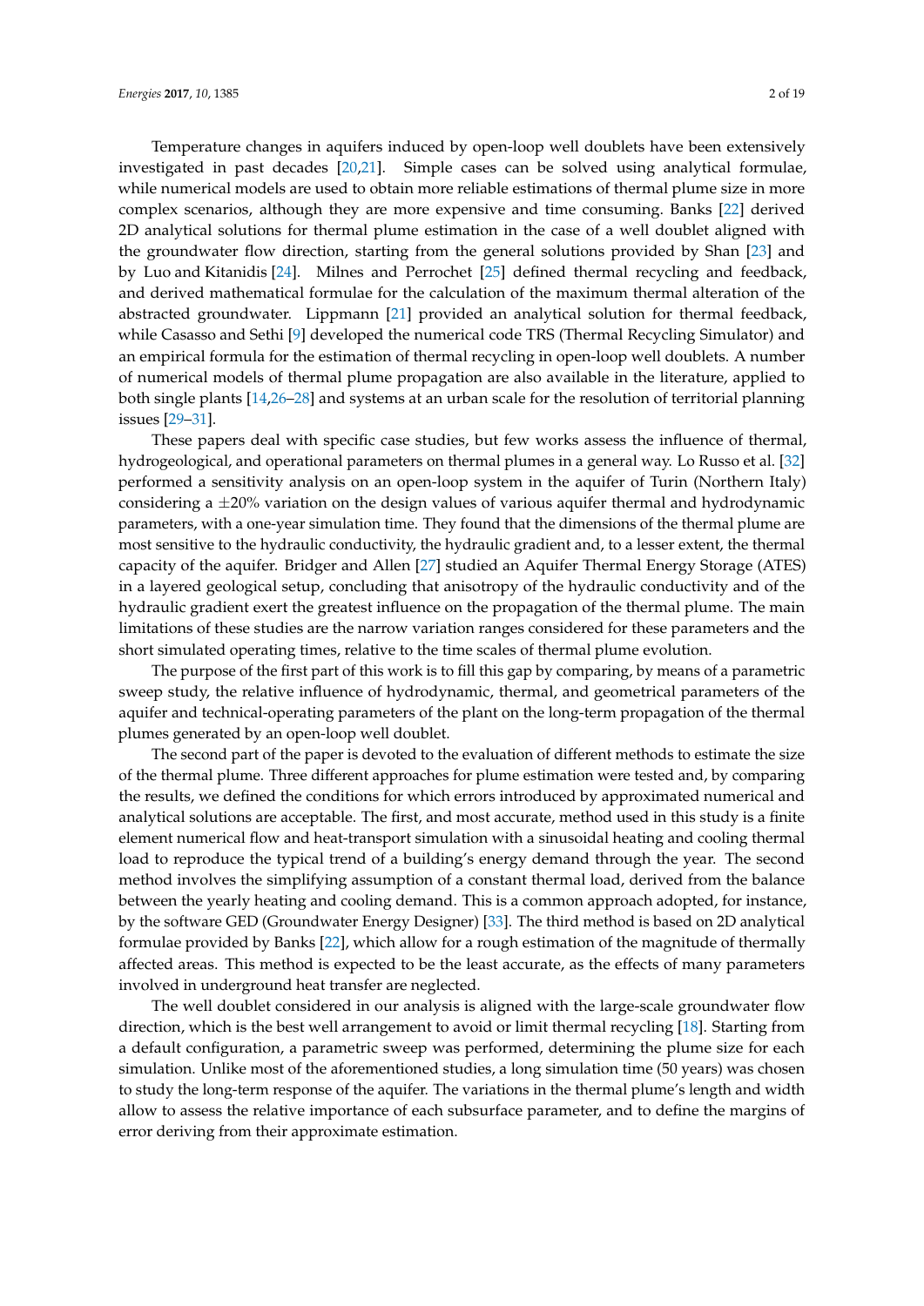Temperature changes in aquifers induced by open-loop well doublets have been extensively investigated in past decades [20,21]. Simple cases can be solved using analytical formulae, while numerical models are used to obtain more reliable estimations of thermal plume size in more complex scenarios, although they are more expensive and time consuming. Banks [22] derived 2D analytical solutions for thermal plume estimation in the case of a well doublet aligned with the groundwater flow direction, starting from the general solutions provided by Shan [23] and by Luo and Kitanidis [24]. Milnes and Perrochet [25] defined thermal recycling and feedback, and derived mathematical formulae for the calculation of the maximum thermal alteration of the abstracted groundwater. Lippmann [21] provided an analytical solution for thermal feedback, while Casasso and Sethi [9] developed the numerical code TRS (Thermal Recycling Simulator) and an empirical formula for the estimation of thermal recycling in open-loop well doublets. A number of numerical models of thermal plume propagation are also available in the literature, applied to both single plants [14,26–28] and systems at an urban scale for the resolution of territorial planning issues [29–31].

These papers deal with specific case studies, but few works assess the influence of thermal, hydrogeological, and operational parameters on thermal plumes in a general way. Lo Russo et al. [32] performed a sensitivity analysis on an open-loop system in the aquifer of Turin (Northern Italy) considering a ±20% variation on the design values of various aquifer thermal and hydrodynamic parameters, with a one-year simulation time. They found that the dimensions of the thermal plume are most sensitive to the hydraulic conductivity, the hydraulic gradient and, to a lesser extent, the thermal capacity of the aquifer. Bridger and Allen [27] studied an Aquifer Thermal Energy Storage (ATES) in a layered geological setup, concluding that anisotropy of the hydraulic conductivity and of the hydraulic gradient exert the greatest influence on the propagation of the thermal plume. The main limitations of these studies are the narrow variation ranges considered for these parameters and the short simulated operating times, relative to the time scales of thermal plume evolution.

The purpose of the first part of this work is to fill this gap by comparing, by means of a parametric sweep study, the relative influence of hydrodynamic, thermal, and geometrical parameters of the aquifer and technical-operating parameters of the plant on the long-term propagation of the thermal plumes generated by an open-loop well doublet.

The second part of the paper is devoted to the evaluation of different methods to estimate the size of the thermal plume. Three different approaches for plume estimation were tested and, by comparing the results, we defined the conditions for which errors introduced by approximated numerical and analytical solutions are acceptable. The first, and most accurate, method used in this study is a finite element numerical flow and heat-transport simulation with a sinusoidal heating and cooling thermal load to reproduce the typical trend of a building's energy demand through the year. The second method involves the simplifying assumption of a constant thermal load, derived from the balance between the yearly heating and cooling demand. This is a common approach adopted, for instance, by the software GED (Groundwater Energy Designer) [33]. The third method is based on 2D analytical formulae provided by Banks [22], which allow for a rough estimation of the magnitude of thermally affected areas. This method is expected to be the least accurate, as the effects of many parameters involved in underground heat transfer are neglected.

The well doublet considered in our analysis is aligned with the large-scale groundwater flow direction, which is the best well arrangement to avoid or limit thermal recycling [18]. Starting from a default configuration, a parametric sweep was performed, determining the plume size for each simulation. Unlike most of the aforementioned studies, a long simulation time (50 years) was chosen to study the long-term response of the aquifer. The variations in the thermal plume's length and width allow to assess the relative importance of each subsurface parameter, and to define the margins of error deriving from their approximate estimation.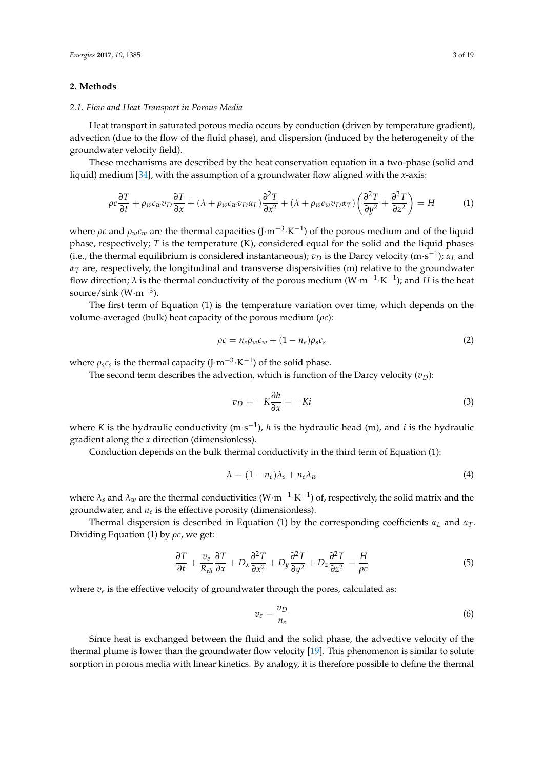## 2. Methods

### 2.1. Flow and Heat-Transport in Porous Media

Heat transport in saturated porous media occurs by conduction (driven by temperature gradient), advection (due to the flow of the fluid phase), and dispersion (induced by the heterogeneity of the groundwater velocity field).

These mechanisms are described by the heat conservation equation in a two-phase (solid and liquid) medium [34], with the assumption of a groundwater flow aligned with the *x*-axis:

$$\rho c \frac{\partial T}{\partial t} + \rho_w c_w v_D \frac{\partial T}{\partial x} + (\lambda + \rho_w c_w v_D \alpha_L) \frac{\partial^2 T}{\partial x^2} + (\lambda + \rho_w c_w v_D \alpha_T) \left( \frac{\partial^2 T}{\partial y^2} + \frac{\partial^2 T}{\partial z^2} \right) = H \quad (1)$$

where $\rho c$ and $\rho_w c_w$ are the thermal capacities (J·m$^{-3}$·K$^{-1}$) of the porous medium and of the liquid phase, respectively; $T$ is the temperature (K), considered equal for the solid and the liquid phases (i.e., the thermal equilibrium is considered instantaneous); $v_D$ is the Darcy velocity (m·s$^{-1}$); $\alpha_L$ and $\alpha_T$ are, respectively, the longitudinal and transverse dispersivities (m) relative to the groundwater flow direction; $\lambda$ is the thermal conductivity of the porous medium (W·m$^{-1}$·K$^{-1}$); and $H$ is the heat source/sink (W·m$^{-3}$).

The first term of Equation (1) is the temperature variation over time, which depends on the volume-averaged (bulk) heat capacity of the porous medium ($\rho c$):

$$\rho c = n_e \rho_w c_w + (1 - n_e) \rho_s c_s \quad (2)$$

where $\rho_s c_s$ is the thermal capacity (J·m$^{-3}$·K$^{-1}$) of the solid phase.

The second term describes the advection, which is function of the Darcy velocity ($v_D$):

$$v_D = -K \frac{\partial h}{\partial x} = -Ki \quad (3)$$

where $K$ is the hydraulic conductivity (m·s$^{-1}$), $h$ is the hydraulic head (m), and $i$ is the hydraulic gradient along the $x$ direction (dimensionless).

Conduction depends on the bulk thermal conductivity in the third term of Equation (1):

$$\lambda = (1 - n_e) \lambda_s + n_e \lambda_w \quad (4)$$

where $\lambda_s$ and $\lambda_w$ are the thermal conductivities (W·m$^{-1}$·K$^{-1}$) of, respectively, the solid matrix and the groundwater, and $n_e$ is the effective porosity (dimensionless).

Thermal dispersion is described in Equation (1) by the corresponding coefficients $\alpha_L$ and $\alpha_T$. Dividing Equation (1) by $\rho c$, we get:

$$\frac{\partial T}{\partial t} + \frac{v_e}{R_{th}} \frac{\partial T}{\partial x} + D_x \frac{\partial^2 T}{\partial x^2} + D_y \frac{\partial^2 T}{\partial y^2} + D_z \frac{\partial^2 T}{\partial z^2} = \frac{H}{\rho c} \quad (5)$$

where $v_e$ is the effective velocity of groundwater through the pores, calculated as:

$$v_e = \frac{v_D}{n_e} \quad (6)$$

Since heat is exchanged between the fluid and the solid phase, the advective velocity of the thermal plume is lower than the groundwater flow velocity [19]. This phenomenon is similar to solute sorption in porous media with linear kinetics. By analogy, it is therefore possible to define the thermal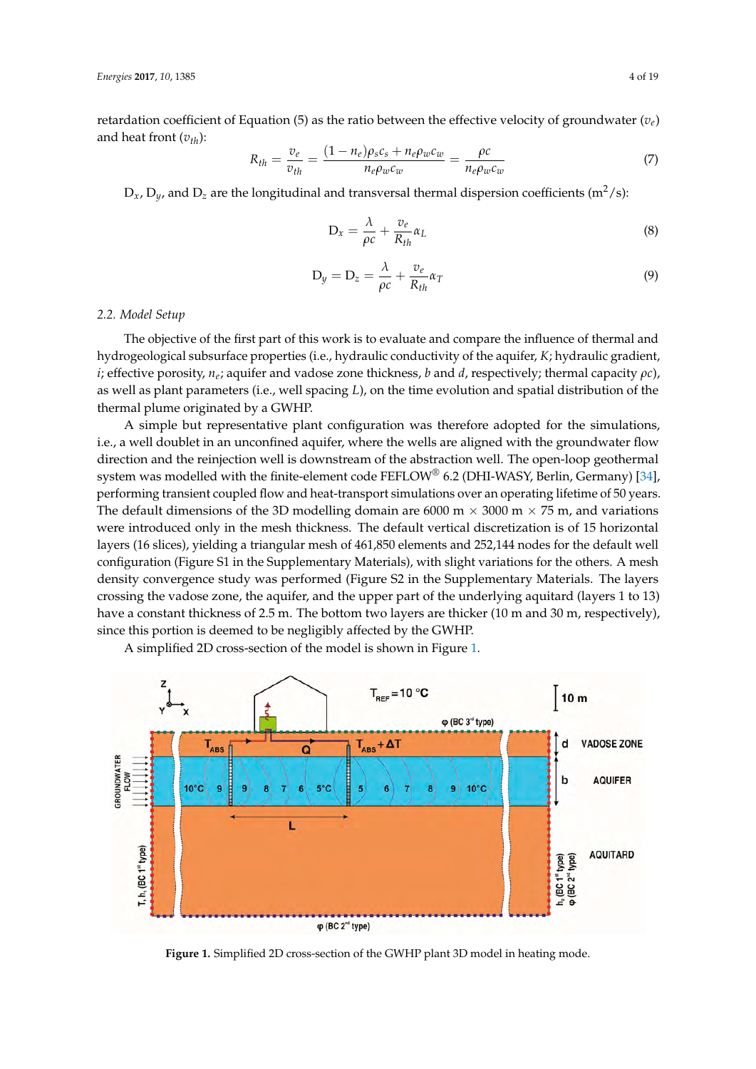retardation coefficient of Equation (5) as the ratio between the effective velocity of groundwater ($v_e$) and heat front ($v_{th}$):

$$R_{th} = \frac{v_e}{v_{th}} = \frac{(1 - n_e)\rho_s c_s + n_e \rho_w c_w}{n_e \rho_w c_w} = \frac{\rho c}{n_e \rho_w c_w} \tag{7}$$

$D_x$, $D_y$, and $D_z$ are the longitudinal and transversal thermal dispersion coefficients ($m^2/s$):

$$D_x = \frac{\lambda}{\rho c} + \frac{v_e}{R_{th}} \alpha_L \tag{8}$$

$$D_y = D_z = \frac{\lambda}{\rho c} + \frac{v_e}{R_{th}} \alpha_T \tag{9}$$

### 2.2. Model Setup

The objective of the first part of this work is to evaluate and compare the influence of thermal and hydrogeological subsurface properties (i.e., hydraulic conductivity of the aquifer, $K$; hydraulic gradient, $i$; effective porosity, $n_e$; aquifer and vadose zone thickness, $b$ and $d$, respectively; thermal capacity $\rho c$), as well as plant parameters (i.e., well spacing $L$), on the time evolution and spatial distribution of the thermal plume originated by a GWHP.

A simple but representative plant configuration was therefore adopted for the simulations, i.e., a well doublet in an unconfined aquifer, where the wells are aligned with the groundwater flow direction and the reinjection well is downstream of the abstraction well. The open-loop geothermal system was modelled with the finite-element code FEFLOW® 6.2 (DHI-WASY, Berlin, Germany) [34], performing transient coupled flow and heat-transport simulations over an operating lifetime of 50 years. The default dimensions of the 3D modelling domain are 6000 m × 3000 m × 75 m, and variations were introduced only in the mesh thickness. The default vertical discretization is of 15 horizontal layers (16 slices), yielding a triangular mesh of 461,850 elements and 252,144 nodes for the default well configuration (Figure S1 in the Supplementary Materials), with slight variations for the others. A mesh density convergence study was performed (Figure S2 in the Supplementary Materials. The layers crossing the vadose zone, the aquifer, and the upper part of the underlying aquitard (layers 1 to 13) have a constant thickness of 2.5 m. The bottom two layers are thicker (10 m and 30 m, respectively), since this portion is deemed to be negligibly affected by the GWHP.

A simplified 2D cross-section of the model is shown in Figure 1.

**Figure 1.** Simplified 2D cross-section of the GWHP plant 3D model in heating mode.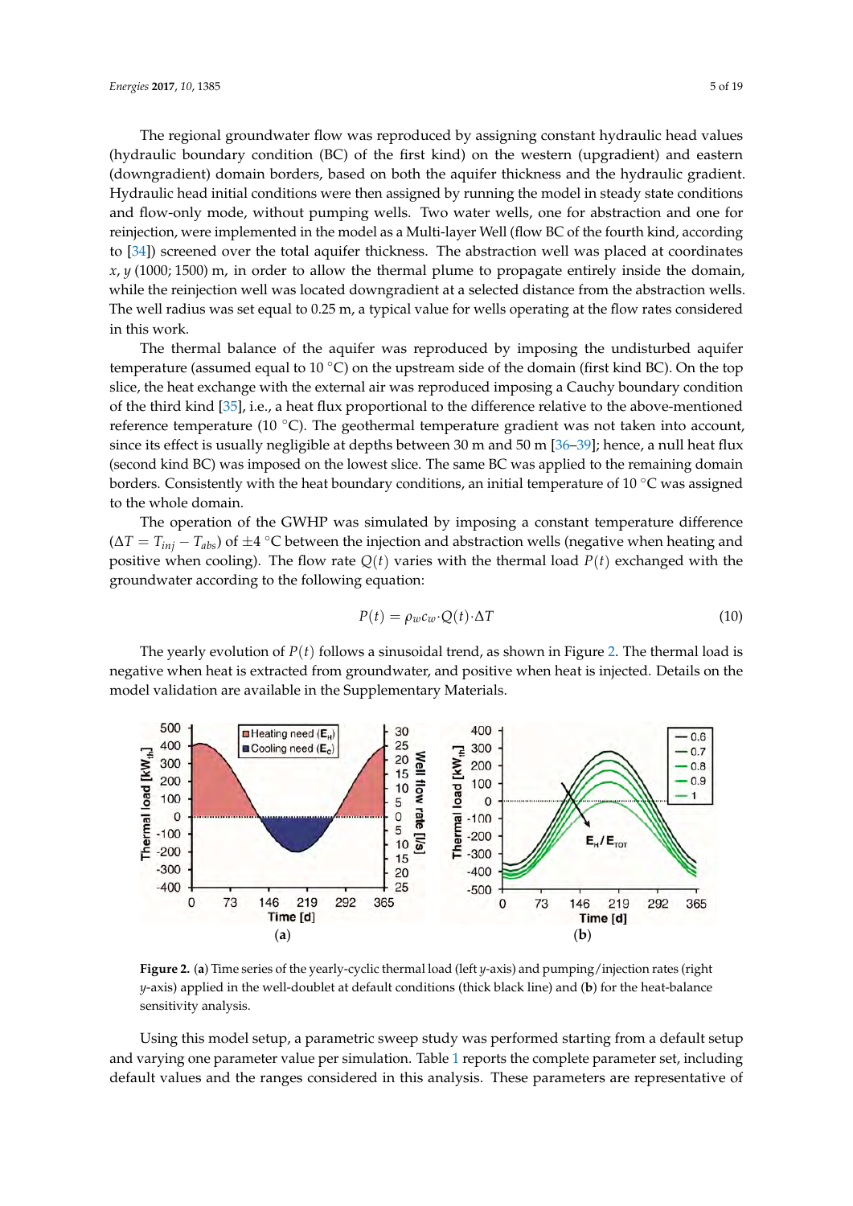The regional groundwater flow was reproduced by assigning constant hydraulic head values (hydraulic boundary condition (BC) of the first kind) on the western (upgradient) and eastern (downgradient) domain borders, based on both the aquifer thickness and the hydraulic gradient. Hydraulic head initial conditions were then assigned by running the model in steady state conditions and flow-only mode, without pumping wells. Two water wells, one for abstraction and one for reinjection, were implemented in the model as a Multi-layer Well (flow BC of the fourth kind, according to [34]) screened over the total aquifer thickness. The abstraction well was placed at coordinates $x$, $y$ (1000; 1500) m, in order to allow the thermal plume to propagate entirely inside the domain, while the reinjection well was located downgradient at a selected distance from the abstraction wells. The well radius was set equal to 0.25 m, a typical value for wells operating at the flow rates considered in this work.

The thermal balance of the aquifer was reproduced by imposing the undisturbed aquifer temperature (assumed equal to 10 °C) on the upstream side of the domain (first kind BC). On the top slice, the heat exchange with the external air was reproduced imposing a Cauchy boundary condition of the third kind [35], i.e., a heat flux proportional to the difference relative to the above-mentioned reference temperature (10 °C). The geothermal temperature gradient was not taken into account, since its effect is usually negligible at depths between 30 m and 50 m [36–39]; hence, a null heat flux (second kind BC) was imposed on the lowest slice. The same BC was applied to the remaining domain borders. Consistently with the heat boundary conditions, an initial temperature of 10 °C was assigned to the whole domain.

The operation of the GWHP was simulated by imposing a constant temperature difference ($\Delta T = T_{inj} - T_{abs}$) of ±4 °C between the injection and abstraction wells (negative when heating and positive when cooling). The flow rate $Q(t)$ varies with the thermal load $P(t)$ exchanged with the groundwater according to the following equation:

$$P(t) = \rho_w c_w \cdot Q(t) \cdot \Delta T \tag{10}$$

The yearly evolution of $P(t)$ follows a sinusoidal trend, as shown in Figure 2. The thermal load is negative when heat is extracted from groundwater, and positive when heat is injected. Details on the model validation are available in the Supplementary Materials.

**Figure 2.** (**a**) Time series of the yearly-cyclic thermal load (left $y$-axis) and pumping/injection rates (right $y$-axis) applied in the well-doublet at default conditions (thick black line) and (**b**) for the heat-balance sensitivity analysis.

Using this model setup, a parametric sweep study was performed starting from a default setup and varying one parameter value per simulation. Table 1 reports the complete parameter set, including default values and the ranges considered in this analysis. These parameters are representative of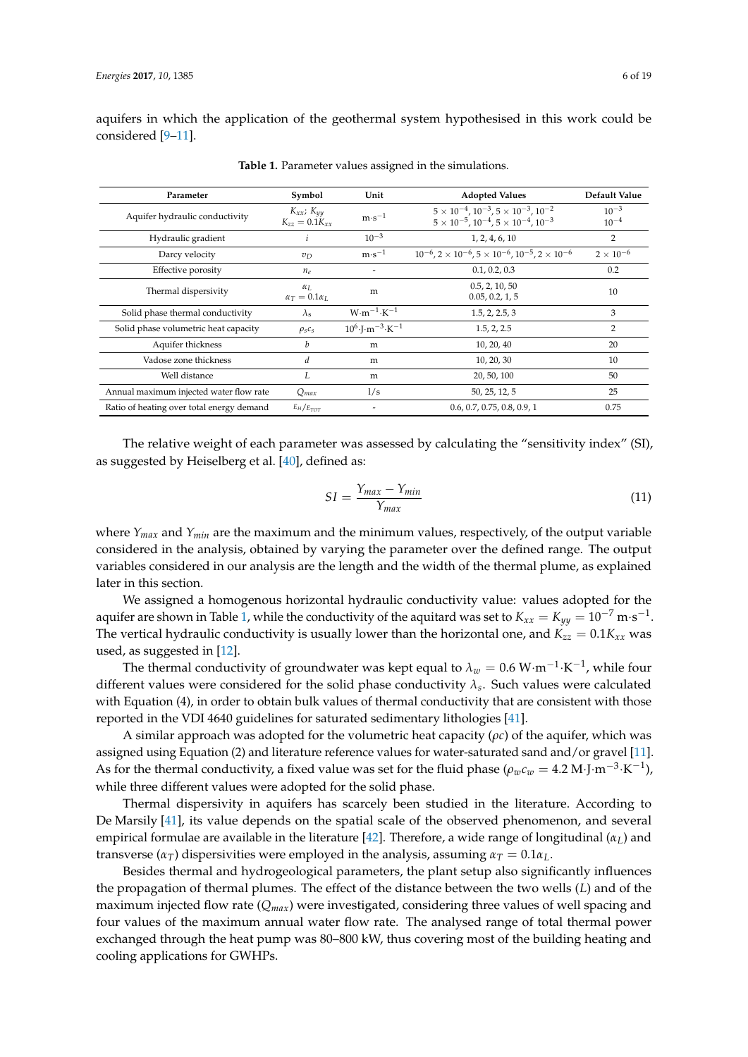aquifers in which the application of the geothermal system hypothesised in this work could be considered [9–11].

**Table 1.** Parameter values assigned in the simulations.

| Parameter | Symbol | Unit | Adopted Values | Default Value |
|---|---|---|---|---|
| Aquifer hydraulic conductivity | $K_{xx}$; $K_{yy}$ <br> $K_{zz} = 0.1K_{xx}$ | $\mathrm{m \cdot s^{-1}}$ | $5 \times 10^{-4}$, $10^{-3}$, $5 \times 10^{-3}$, $10^{-2}$ <br> $5 \times 10^{-5}$, $10^{-4}$, $5 \times 10^{-4}$, $10^{-3}$ | $10^{-3}$ <br> $10^{-4}$ |
| Hydraulic gradient | $i$ | $10^{-3}$ | 1, 2, 4, 6, 10 | 2 |
| Darcy velocity | $v_D$ | $\mathrm{m \cdot s^{-1}}$ | $10^{-6}$, $2 \times 10^{-6}$, $5 \times 10^{-6}$, $10^{-5}$, $2 \times 10^{-6}$ | $2 \times 10^{-6}$ |
| Effective porosity | $n_e$ | - | 0.1, 0.2, 0.3 | 0.2 |
| Thermal dispersivity | $\alpha_L$ <br> $\alpha_T = 0.1\alpha_L$ | m | 0.5, 2, 10, 50 <br> 0.05, 0.2, 1, 5 | 10 |
| Solid phase thermal conductivity | $\lambda_s$ | $\mathrm{W \cdot m^{-1} \cdot K^{-1}}$ | 1.5, 2, 2.5, 3 | 3 |
| Solid phase volumetric heat capacity | $\rho_s c_s$ | $\mathrm{10^6 \cdot J \cdot m^{-3} \cdot K^{-1}}$ | 1.5, 2, 2.5 | 2 |
| Aquifer thickness | $b$ | m | 10, 20, 40 | 20 |
| Vadose zone thickness | $d$ | m | 10, 20, 30 | 10 |
| Well distance | $L$ | m | 20, 50, 100 | 50 |
| Annual maximum injected water flow rate | $Q_{max}$ | l/s | 50, 25, 12, 5 | 25 |
| Ratio of heating over total energy demand | $E_H/E_{TOT}$ | - | 0.6, 0.7, 0.75, 0.8, 0.9, 1 | 0.75 |

The relative weight of each parameter was assessed by calculating the "sensitivity index" (SI), as suggested by Heiselberg et al. [40], defined as:

$$SI = \frac{Y_{max} - Y_{min}}{Y_{max}} \tag{11}$$

where $Y_{max}$ and $Y_{min}$ are the maximum and the minimum values, respectively, of the output variable considered in the analysis, obtained by varying the parameter over the defined range. The output variables considered in our analysis are the length and the width of the thermal plume, as explained later in this section.

We assigned a homogenous horizontal hydraulic conductivity value: values adopted for the aquifer are shown in Table 1, while the conductivity of the aquitard was set to $K_{xx} = K_{yy} = 10^{-7}\ \mathrm{m \cdot s^{-1}}$. The vertical hydraulic conductivity is usually lower than the horizontal one, and $K_{zz} = 0.1K_{xx}$ was used, as suggested in [12].

The thermal conductivity of groundwater was kept equal to $\lambda_w = 0.6\ \mathrm{W \cdot m^{-1} \cdot K^{-1}}$, while four different values were considered for the solid phase conductivity $\lambda_s$. Such values were calculated with Equation (4), in order to obtain bulk values of thermal conductivity that are consistent with those reported in the VDI 4640 guidelines for saturated sedimentary lithologies [41].

A similar approach was adopted for the volumetric heat capacity ($\rho c$) of the aquifer, which was assigned using Equation (2) and literature reference values for water-saturated sand and/or gravel [11]. As for the thermal conductivity, a fixed value was set for the fluid phase ($\rho_w c_w = 4.2\ \mathrm{M \cdot J \cdot m^{-3} \cdot K^{-1}}$), while three different values were adopted for the solid phase.

Thermal dispersivity in aquifers has scarcely been studied in the literature. According to De Marsily [41], its value depends on the spatial scale of the observed phenomenon, and several empirical formulae are available in the literature [42]. Therefore, a wide range of longitudinal ($\alpha_L$) and transverse ($\alpha_T$) dispersivities were employed in the analysis, assuming $\alpha_T = 0.1\alpha_L$.

Besides thermal and hydrogeological parameters, the plant setup also significantly influences the propagation of thermal plumes. The effect of the distance between the two wells ($L$) and of the maximum injected flow rate ($Q_{max}$) were investigated, considering three values of well spacing and four values of the maximum annual water flow rate. The analysed range of total thermal power exchanged through the heat pump was 80–800 kW, thus covering most of the building heating and cooling applications for GWHPs.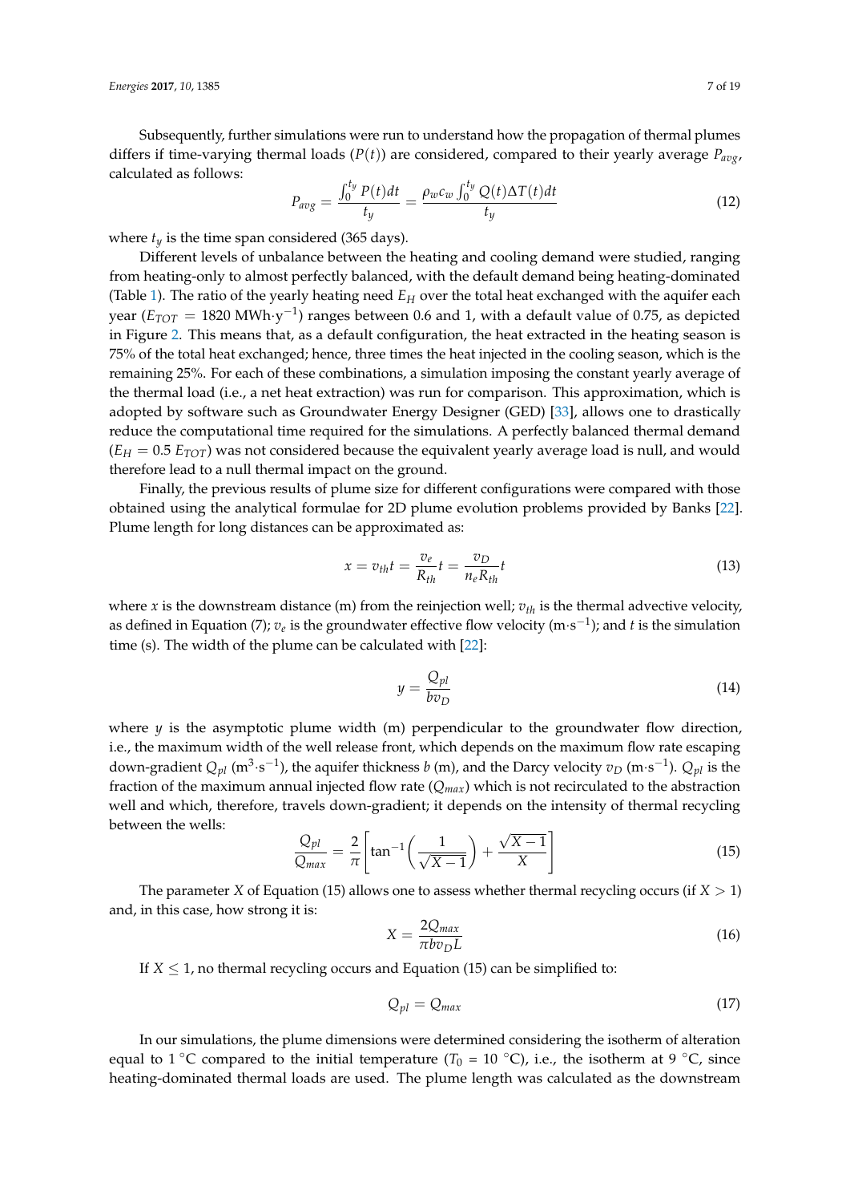Subsequently, further simulations were run to understand how the propagation of thermal plumes differs if time-varying thermal loads ($P(t)$) are considered, compared to their yearly average $P_{avg}$, calculated as follows:

$$P_{avg} = \frac{\int_0^{t_y} P(t)dt}{t_y} = \frac{\rho_w c_w \int_0^{t_y} Q(t)\Delta T(t)dt}{t_y} \tag{12}$$

where $t_y$ is the time span considered (365 days).

Different levels of unbalance between the heating and cooling demand were studied, ranging from heating-only to almost perfectly balanced, with the default demand being heating-dominated (Table 1). The ratio of the yearly heating need $E_H$ over the total heat exchanged with the aquifer each year ($E_{TOT} = 1820$ MWh·y$^{-1}$) ranges between 0.6 and 1, with a default value of 0.75, as depicted in Figure 2. This means that, as a default configuration, the heat extracted in the heating season is 75% of the total heat exchanged; hence, three times the heat injected in the cooling season, which is the remaining 25%. For each of these combinations, a simulation imposing the constant yearly average of the thermal load (i.e., a net heat extraction) was run for comparison. This approximation, which is adopted by software such as Groundwater Energy Designer (GED) [33], allows one to drastically reduce the computational time required for the simulations. A perfectly balanced thermal demand ($E_H = 0.5\ E_{TOT}$) was not considered because the equivalent yearly average load is null, and would therefore lead to a null thermal impact on the ground.

Finally, the previous results of plume size for different configurations were compared with those obtained using the analytical formulae for 2D plume evolution problems provided by Banks [22]. Plume length for long distances can be approximated as:

$$x = v_{th}t = \frac{v_e}{R_{th}}t = \frac{v_D}{n_e R_{th}}t \tag{13}$$

where $x$ is the downstream distance (m) from the reinjection well; $v_{th}$ is the thermal advective velocity, as defined in Equation (7); $v_e$ is the groundwater effective flow velocity (m·s$^{-1}$); and $t$ is the simulation time (s). The width of the plume can be calculated with [22]:

$$y = \frac{Q_{pl}}{b v_D} \tag{14}$$

where $y$ is the asymptotic plume width (m) perpendicular to the groundwater flow direction, i.e., the maximum width of the well release front, which depends on the maximum flow rate escaping down-gradient $Q_{pl}$ (m$^3$·s$^{-1}$), the aquifer thickness $b$ (m), and the Darcy velocity $v_D$ (m·s$^{-1}$). $Q_{pl}$ is the fraction of the maximum annual injected flow rate ($Q_{max}$) which is not recirculated to the abstraction well and which, therefore, travels down-gradient; it depends on the intensity of thermal recycling between the wells:

$$\frac{Q_{pl}}{Q_{max}} = \frac{2}{\pi}\left[\tan^{-1}\left(\frac{1}{\sqrt{X-1}}\right) + \frac{\sqrt{X-1}}{X}\right] \tag{15}$$

The parameter $X$ of Equation (15) allows one to assess whether thermal recycling occurs (if $X > 1$) and, in this case, how strong it is:

$$X = \frac{2Q_{max}}{\pi b v_D L} \tag{16}$$

If $X \leq 1$, no thermal recycling occurs and Equation (15) can be simplified to:

$$Q_{pl} = Q_{max} \tag{17}$$

In our simulations, the plume dimensions were determined considering the isotherm of alteration equal to 1 °C compared to the initial temperature ($T_0$ = 10 °C), i.e., the isotherm at 9 °C, since heating-dominated thermal loads are used. The plume length was calculated as the downstream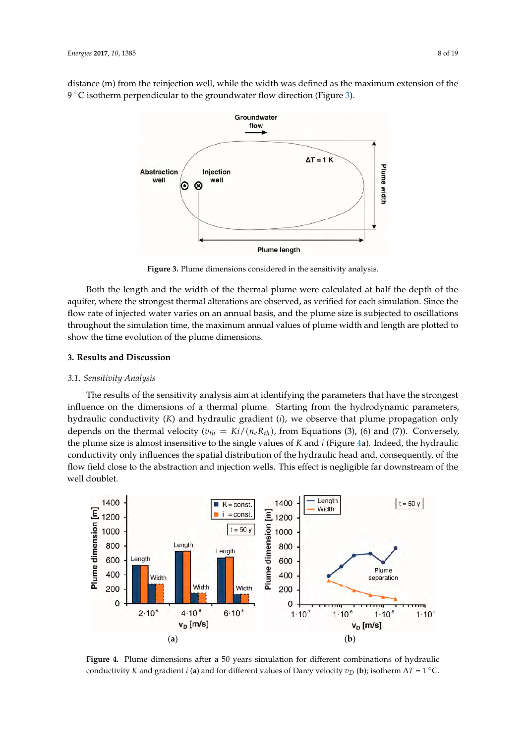distance (m) from the reinjection well, while the width was defined as the maximum extension of the 9 °C isotherm perpendicular to the groundwater flow direction (Figure 3).

Figure 3. Plume dimensions considered in the sensitivity analysis.

Both the length and the width of the thermal plume were calculated at half the depth of the aquifer, where the strongest thermal alterations are observed, as verified for each simulation. Since the flow rate of injected water varies on an annual basis, and the plume size is subjected to oscillations throughout the simulation time, the maximum annual values of plume width and length are plotted to show the time evolution of the plume dimensions.

## 3. Results and Discussion

### 3.1. Sensitivity Analysis

The results of the sensitivity analysis aim at identifying the parameters that have the strongest influence on the dimensions of a thermal plume. Starting from the hydrodynamic parameters, hydraulic conductivity ($K$) and hydraulic gradient ($i$), we observe that plume propagation only depends on the thermal velocity ($v_{th} = Ki/(n_e R_{th})$, from Equations (3), (6) and (7)). Conversely, the plume size is almost insensitive to the single values of $K$ and $i$ (Figure 4a). Indeed, the hydraulic conductivity only influences the spatial distribution of the hydraulic head and, consequently, of the flow field close to the abstraction and injection wells. This effect is negligible far downstream of the well doublet.

Figure 4. Plume dimensions after a 50 years simulation for different combinations of hydraulic conductivity $K$ and gradient $i$ (**a**) and for different values of Darcy velocity $v_D$ (**b**); isotherm $\Delta T$ = 1 °C.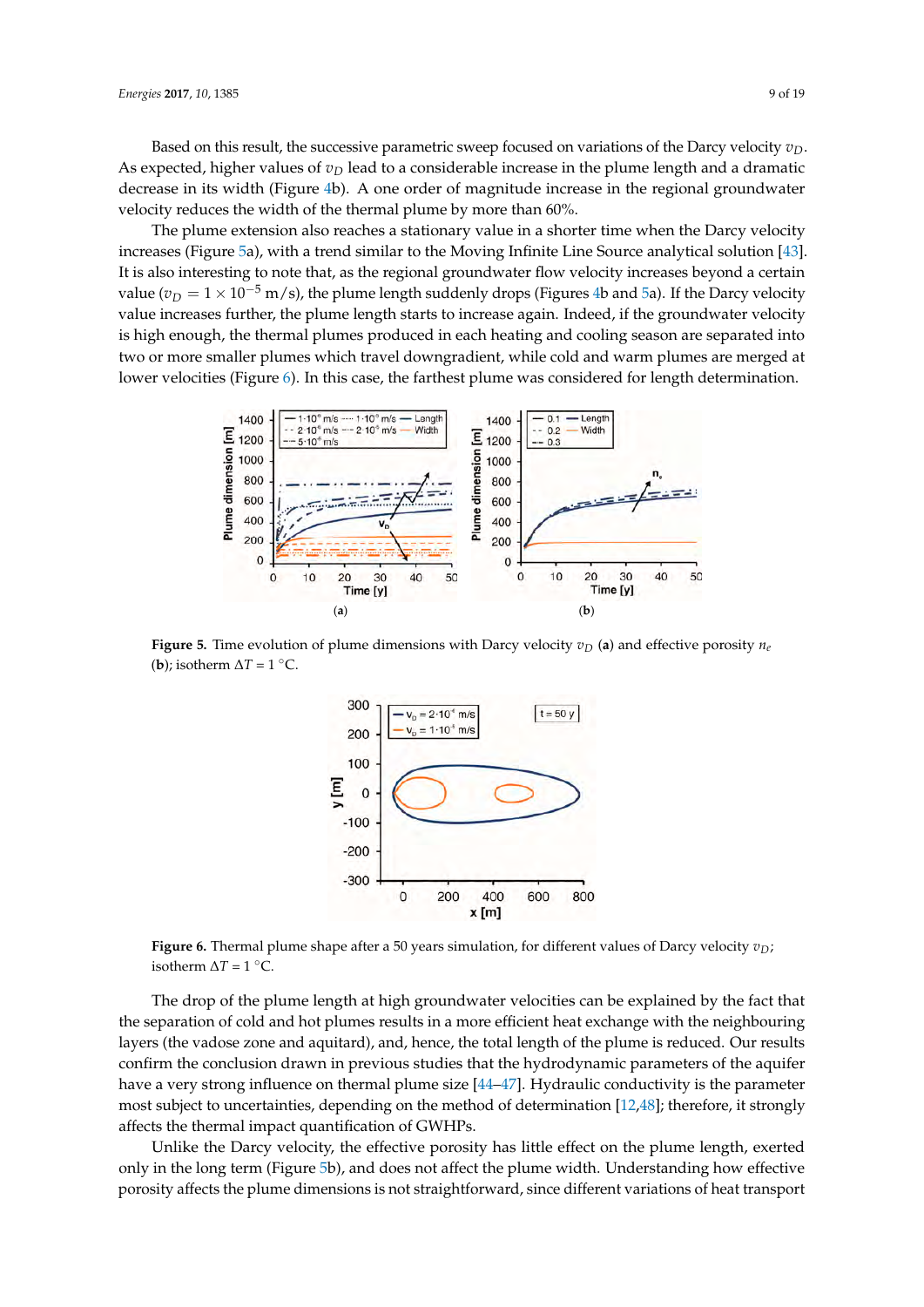Based on this result, the successive parametric sweep focused on variations of the Darcy velocity $v_D$. As expected, higher values of $v_D$ lead to a considerable increase in the plume length and a dramatic decrease in its width (Figure 4b). A one order of magnitude increase in the regional groundwater velocity reduces the width of the thermal plume by more than 60%.

The plume extension also reaches a stationary value in a shorter time when the Darcy velocity increases (Figure 5a), with a trend similar to the Moving Infinite Line Source analytical solution [43]. It is also interesting to note that, as the regional groundwater flow velocity increases beyond a certain value ($v_D = 1 \times 10^{-5}$ m/s), the plume length suddenly drops (Figures 4b and 5a). If the Darcy velocity value increases further, the plume length starts to increase again. Indeed, if the groundwater velocity is high enough, the thermal plumes produced in each heating and cooling season are separated into two or more smaller plumes which travel downgradient, while cold and warm plumes are merged at lower velocities (Figure 6). In this case, the farthest plume was considered for length determination.

**Figure 5.** Time evolution of plume dimensions with Darcy velocity $v_D$ (**a**) and effective porosity $n_e$ (**b**); isotherm $\Delta T = 1$ °C.

**Figure 6.** Thermal plume shape after a 50 years simulation, for different values of Darcy velocity $v_D$; isotherm $\Delta T = 1$ °C.

The drop of the plume length at high groundwater velocities can be explained by the fact that the separation of cold and hot plumes results in a more efficient heat exchange with the neighbouring layers (the vadose zone and aquitard), and, hence, the total length of the plume is reduced. Our results confirm the conclusion drawn in previous studies that the hydrodynamic parameters of the aquifer have a very strong influence on thermal plume size [44–47]. Hydraulic conductivity is the parameter most subject to uncertainties, depending on the method of determination [12,48]; therefore, it strongly affects the thermal impact quantification of GWHPs.

Unlike the Darcy velocity, the effective porosity has little effect on the plume length, exerted only in the long term (Figure 5b), and does not affect the plume width. Understanding how effective porosity affects the plume dimensions is not straightforward, since different variations of heat transport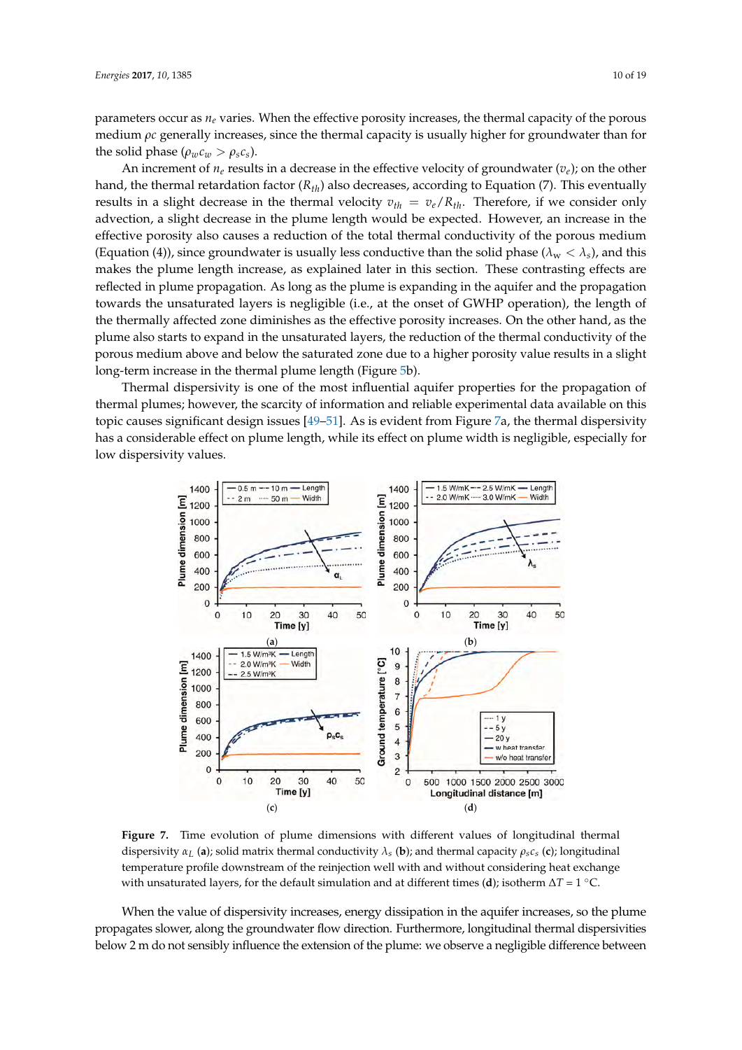parameters occur as $n_e$ varies. When the effective porosity increases, the thermal capacity of the porous medium $\rho c$ generally increases, since the thermal capacity is usually higher for groundwater than for the solid phase ($\rho_w c_w > \rho_s c_s$).

An increment of $n_e$ results in a decrease in the effective velocity of groundwater ($v_e$); on the other hand, the thermal retardation factor ($R_{th}$) also decreases, according to Equation (7). This eventually results in a slight decrease in the thermal velocity $v_{th} = v_e/R_{th}$. Therefore, if we consider only advection, a slight decrease in the plume length would be expected. However, an increase in the effective porosity also causes a reduction of the total thermal conductivity of the porous medium (Equation (4)), since groundwater is usually less conductive than the solid phase ($\lambda_w < \lambda_s$), and this makes the plume length increase, as explained later in this section. These contrasting effects are reflected in plume propagation. As long as the plume is expanding in the aquifer and the propagation towards the unsaturated layers is negligible (i.e., at the onset of GWHP operation), the length of the thermally affected zone diminishes as the effective porosity increases. On the other hand, as the plume also starts to expand in the unsaturated layers, the reduction of the thermal conductivity of the porous medium above and below the saturated zone due to a higher porosity value results in a slight long-term increase in the thermal plume length (Figure 5b).

Thermal dispersivity is one of the most influential aquifer properties for the propagation of thermal plumes; however, the scarcity of information and reliable experimental data available on this topic causes significant design issues [49–51]. As is evident from Figure 7a, the thermal dispersivity has a considerable effect on plume length, while its effect on plume width is negligible, especially for low dispersivity values.

**Figure 7.** Time evolution of plume dimensions with different values of longitudinal thermal dispersivity $\alpha_L$ (**a**); solid matrix thermal conductivity $\lambda_s$ (**b**); and thermal capacity $\rho_s c_s$ (**c**); longitudinal temperature profile downstream of the reinjection well with and without considering heat exchange with unsaturated layers, for the default simulation and at different times (**d**); isotherm $\Delta T$ = 1 °C.

When the value of dispersivity increases, energy dissipation in the aquifer increases, so the plume propagates slower, along the groundwater flow direction. Furthermore, longitudinal thermal dispersivities below 2 m do not sensibly influence the extension of the plume: we observe a negligible difference between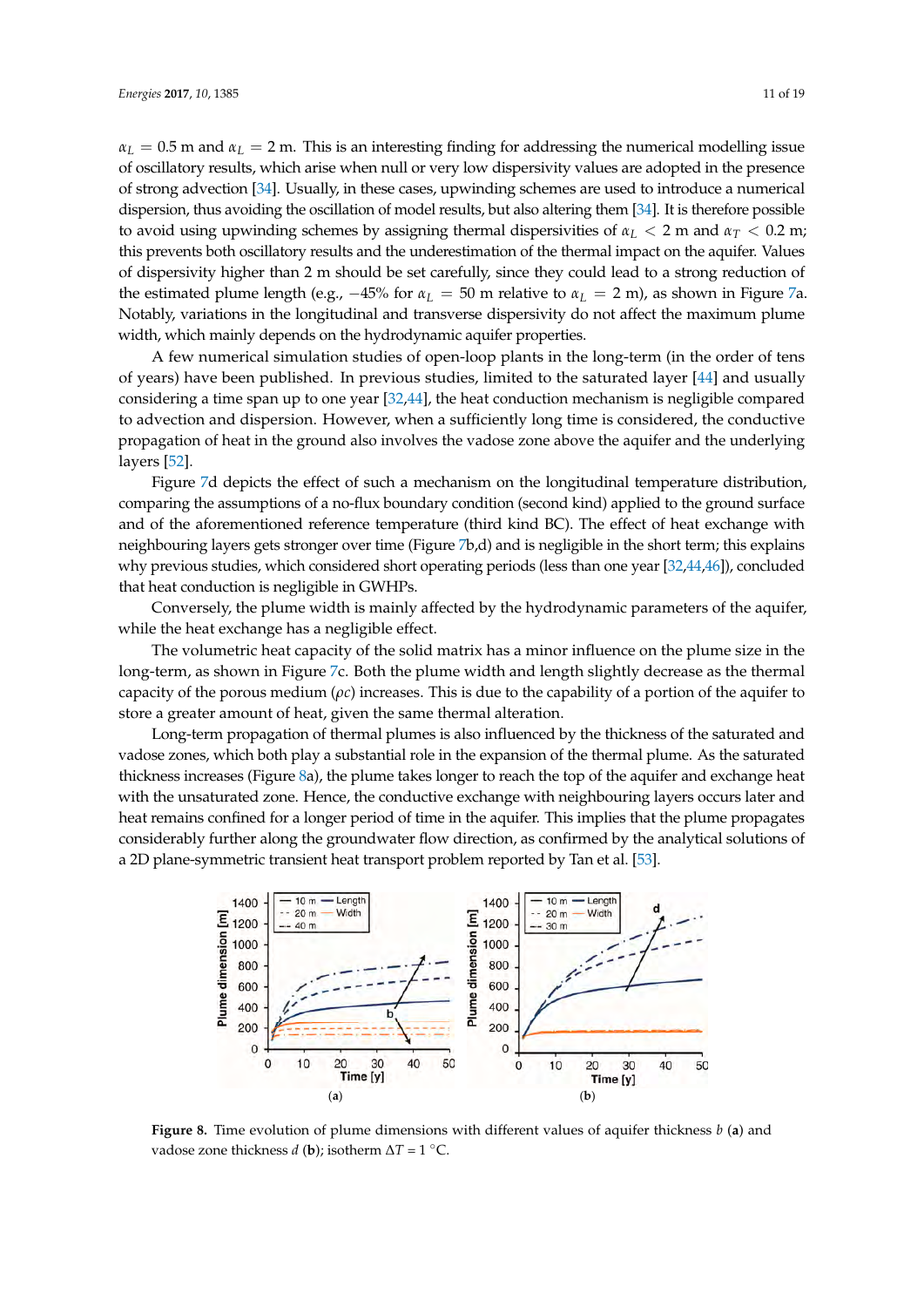$\alpha_L = 0.5$ m and $\alpha_L = 2$ m. This is an interesting finding for addressing the numerical modelling issue of oscillatory results, which arise when null or very low dispersivity values are adopted in the presence of strong advection [34]. Usually, in these cases, upwinding schemes are used to introduce a numerical dispersion, thus avoiding the oscillation of model results, but also altering them [34]. It is therefore possible to avoid using upwinding schemes by assigning thermal dispersivities of $\alpha_L < 2$ m and $\alpha_T < 0.2$ m; this prevents both oscillatory results and the underestimation of the thermal impact on the aquifer. Values of dispersivity higher than 2 m should be set carefully, since they could lead to a strong reduction of the estimated plume length (e.g., $-45\%$ for $\alpha_L = 50$ m relative to $\alpha_L = 2$ m), as shown in Figure 7a. Notably, variations in the longitudinal and transverse dispersivity do not affect the maximum plume width, which mainly depends on the hydrodynamic aquifer properties.

A few numerical simulation studies of open-loop plants in the long-term (in the order of tens of years) have been published. In previous studies, limited to the saturated layer [44] and usually considering a time span up to one year [32,44], the heat conduction mechanism is negligible compared to advection and dispersion. However, when a sufficiently long time is considered, the conductive propagation of heat in the ground also involves the vadose zone above the aquifer and the underlying layers [52].

Figure 7d depicts the effect of such a mechanism on the longitudinal temperature distribution, comparing the assumptions of a no-flux boundary condition (second kind) applied to the ground surface and of the aforementioned reference temperature (third kind BC). The effect of heat exchange with neighbouring layers gets stronger over time (Figure 7b,d) and is negligible in the short term; this explains why previous studies, which considered short operating periods (less than one year [32,44,46]), concluded that heat conduction is negligible in GWHPs.

Conversely, the plume width is mainly affected by the hydrodynamic parameters of the aquifer, while the heat exchange has a negligible effect.

The volumetric heat capacity of the solid matrix has a minor influence on the plume size in the long-term, as shown in Figure 7c. Both the plume width and length slightly decrease as the thermal capacity of the porous medium ($\rho c$) increases. This is due to the capability of a portion of the aquifer to store a greater amount of heat, given the same thermal alteration.

Long-term propagation of thermal plumes is also influenced by the thickness of the saturated and vadose zones, which both play a substantial role in the expansion of the thermal plume. As the saturated thickness increases (Figure 8a), the plume takes longer to reach the top of the aquifer and exchange heat with the unsaturated zone. Hence, the conductive exchange with neighbouring layers occurs later and heat remains confined for a longer period of time in the aquifer. This implies that the plume propagates considerably further along the groundwater flow direction, as confirmed by the analytical solutions of a 2D plane-symmetric transient heat transport problem reported by Tan et al. [53].

**Figure 8.** Time evolution of plume dimensions with different values of aquifer thickness $b$ (**a**) and vadose zone thickness $d$ (**b**); isotherm $\Delta T = 1$ °C.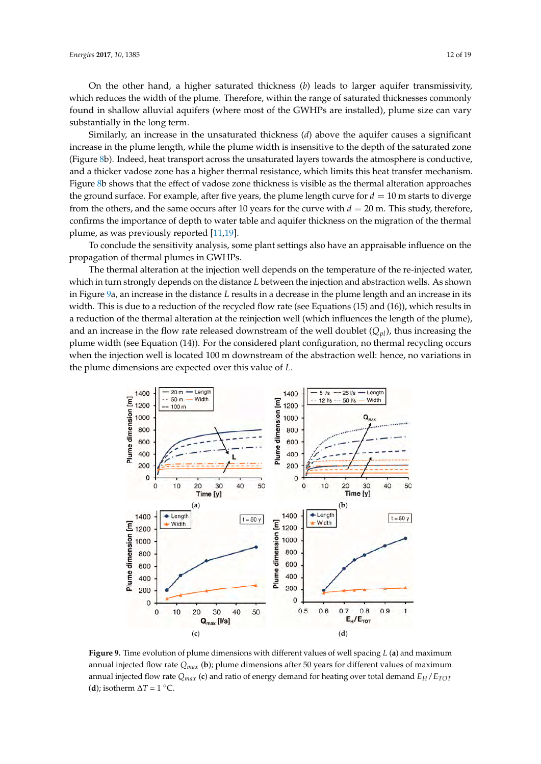On the other hand, a higher saturated thickness ($b$) leads to larger aquifer transmissivity, which reduces the width of the plume. Therefore, within the range of saturated thicknesses commonly found in shallow alluvial aquifers (where most of the GWHPs are installed), plume size can vary substantially in the long term.

Similarly, an increase in the unsaturated thickness ($d$) above the aquifer causes a significant increase in the plume length, while the plume width is insensitive to the depth of the saturated zone (Figure 8b). Indeed, heat transport across the unsaturated layers towards the atmosphere is conductive, and a thicker vadose zone has a higher thermal resistance, which limits this heat transfer mechanism. Figure 8b shows that the effect of vadose zone thickness is visible as the thermal alteration approaches the ground surface. For example, after five years, the plume length curve for $d$ = 10 m starts to diverge from the others, and the same occurs after 10 years for the curve with $d$ = 20 m. This study, therefore, confirms the importance of depth to water table and aquifer thickness on the migration of the thermal plume, as was previously reported [11,19].

To conclude the sensitivity analysis, some plant settings also have an appraisable influence on the propagation of thermal plumes in GWHPs.

The thermal alteration at the injection well depends on the temperature of the re-injected water, which in turn strongly depends on the distance $L$ between the injection and abstraction wells. As shown in Figure 9a, an increase in the distance $L$ results in a decrease in the plume length and an increase in its width. This is due to a reduction of the recycled flow rate (see Equations (15) and (16)), which results in a reduction of the thermal alteration at the reinjection well (which influences the length of the plume), and an increase in the flow rate released downstream of the well doublet ($Q_{pl}$), thus increasing the plume width (see Equation (14)). For the considered plant configuration, no thermal recycling occurs when the injection well is located 100 m downstream of the abstraction well: hence, no variations in the plume dimensions are expected over this value of $L$.

**Figure 9.** Time evolution of plume dimensions with different values of well spacing $L$ (**a**) and maximum annual injected flow rate $Q_{max}$ (**b**); plume dimensions after 50 years for different values of maximum annual injected flow rate $Q_{max}$ (**c**) and ratio of energy demand for heating over total demand $E_H/E_{TOT}$ (**d**); isotherm $\Delta T$ = 1 °C.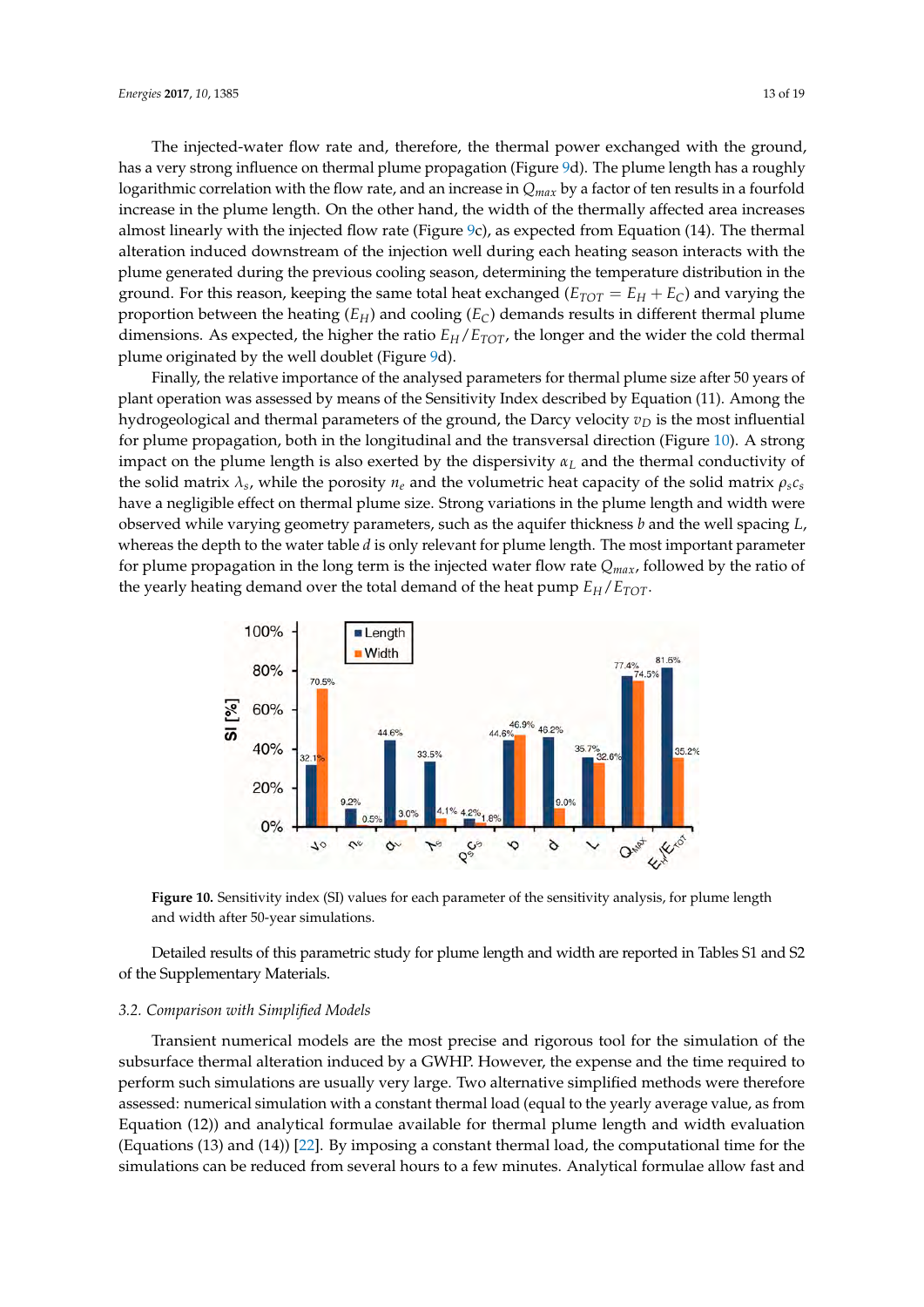The injected-water flow rate and, therefore, the thermal power exchanged with the ground, has a very strong influence on thermal plume propagation (Figure 9d). The plume length has a roughly logarithmic correlation with the flow rate, and an increase in $Q_{max}$ by a factor of ten results in a fourfold increase in the plume length. On the other hand, the width of the thermally affected area increases almost linearly with the injected flow rate (Figure 9c), as expected from Equation (14). The thermal alteration induced downstream of the injection well during each heating season interacts with the plume generated during the previous cooling season, determining the temperature distribution in the ground. For this reason, keeping the same total heat exchanged ($E_{TOT} = E_H + E_C$) and varying the proportion between the heating ($E_H$) and cooling ($E_C$) demands results in different thermal plume dimensions. As expected, the higher the ratio $E_H/E_{TOT}$, the longer and the wider the cold thermal plume originated by the well doublet (Figure 9d).

Finally, the relative importance of the analysed parameters for thermal plume size after 50 years of plant operation was assessed by means of the Sensitivity Index described by Equation (11). Among the hydrogeological and thermal parameters of the ground, the Darcy velocity $v_D$ is the most influential for plume propagation, both in the longitudinal and the transversal direction (Figure 10). A strong impact on the plume length is also exerted by the dispersivity $\alpha_L$ and the thermal conductivity of the solid matrix $\lambda_s$, while the porosity $n_e$ and the volumetric heat capacity of the solid matrix $\rho_s c_s$ have a negligible effect on thermal plume size. Strong variations in the plume length and width were observed while varying geometry parameters, such as the aquifer thickness $b$ and the well spacing $L$, whereas the depth to the water table $d$ is only relevant for plume length. The most important parameter for plume propagation in the long term is the injected water flow rate $Q_{max}$, followed by the ratio of the yearly heating demand over the total demand of the heat pump $E_H/E_{TOT}$.

**Figure 10.** Sensitivity index (SI) values for each parameter of the sensitivity analysis, for plume length and width after 50-year simulations.

Detailed results of this parametric study for plume length and width are reported in Tables S1 and S2 of the Supplementary Materials.

### 3.2. Comparison with Simplified Models

Transient numerical models are the most precise and rigorous tool for the simulation of the subsurface thermal alteration induced by a GWHP. However, the expense and the time required to perform such simulations are usually very large. Two alternative simplified methods were therefore assessed: numerical simulation with a constant thermal load (equal to the yearly average value, as from Equation (12)) and analytical formulae available for thermal plume length and width evaluation (Equations (13) and (14)) [22]. By imposing a constant thermal load, the computational time for the simulations can be reduced from several hours to a few minutes. Analytical formulae allow fast and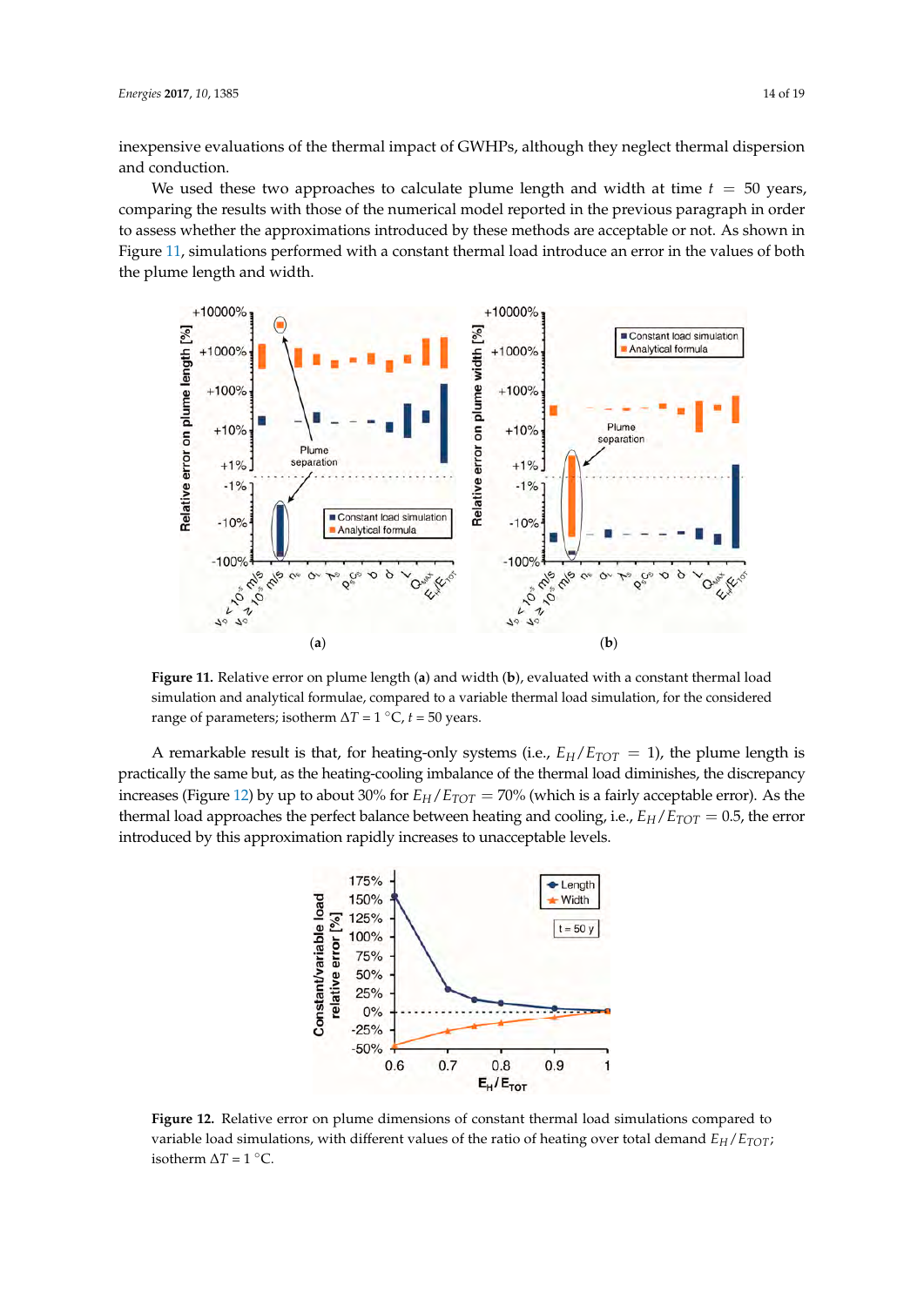inexpensive evaluations of the thermal impact of GWHPs, although they neglect thermal dispersion and conduction.

We used these two approaches to calculate plume length and width at time $t = 50$ years, comparing the results with those of the numerical model reported in the previous paragraph in order to assess whether the approximations introduced by these methods are acceptable or not. As shown in Figure 11, simulations performed with a constant thermal load introduce an error in the values of both the plume length and width.

**Figure 11.** Relative error on plume length (**a**) and width (**b**), evaluated with a constant thermal load simulation and analytical formulae, compared to a variable thermal load simulation, for the considered range of parameters; isotherm $\Delta T = 1$ °C, $t = 50$ years.

A remarkable result is that, for heating-only systems (i.e., $E_H/E_{TOT} = 1$), the plume length is practically the same but, as the heating-cooling imbalance of the thermal load diminishes, the discrepancy increases (Figure 12) by up to about 30% for $E_H/E_{TOT} = 70\%$ (which is a fairly acceptable error). As the thermal load approaches the perfect balance between heating and cooling, i.e., $E_H/E_{TOT} = 0.5$, the error introduced by this approximation rapidly increases to unacceptable levels.

**Figure 12.** Relative error on plume dimensions of constant thermal load simulations compared to variable load simulations, with different values of the ratio of heating over total demand $E_H/E_{TOT}$; isotherm $\Delta T = 1$ °C.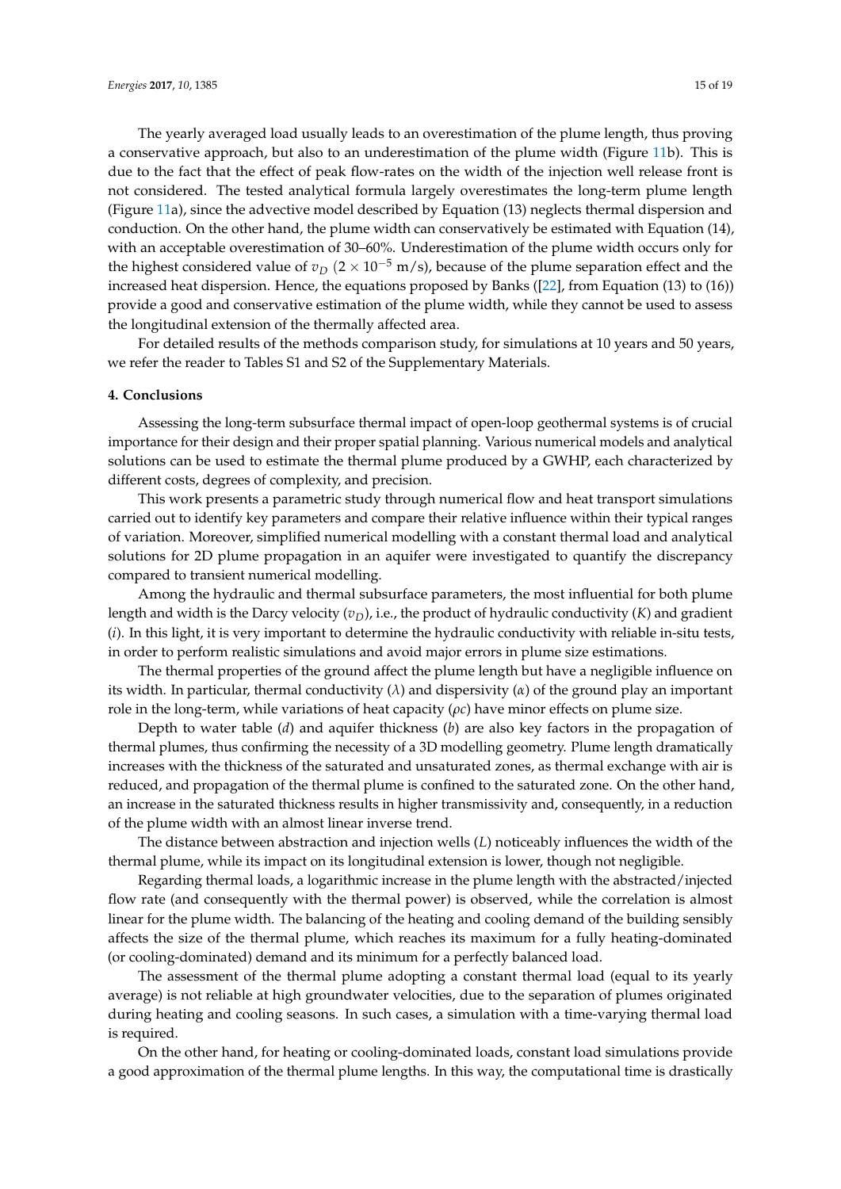The yearly averaged load usually leads to an overestimation of the plume length, thus proving a conservative approach, but also to an underestimation of the plume width (Figure 11b). This is due to the fact that the effect of peak flow-rates on the width of the injection well release front is not considered. The tested analytical formula largely overestimates the long-term plume length (Figure 11a), since the advective model described by Equation (13) neglects thermal dispersion and conduction. On the other hand, the plume width can conservatively be estimated with Equation (14), with an acceptable overestimation of 30–60%. Underestimation of the plume width occurs only for the highest considered value of $v_D$ ($2 \times 10^{-5}$ m/s), because of the plume separation effect and the increased heat dispersion. Hence, the equations proposed by Banks ([22], from Equation (13) to (16)) provide a good and conservative estimation of the plume width, while they cannot be used to assess the longitudinal extension of the thermally affected area.

For detailed results of the methods comparison study, for simulations at 10 years and 50 years, we refer the reader to Tables S1 and S2 of the Supplementary Materials.

## 4. Conclusions

Assessing the long-term subsurface thermal impact of open-loop geothermal systems is of crucial importance for their design and their proper spatial planning. Various numerical models and analytical solutions can be used to estimate the thermal plume produced by a GWHP, each characterized by different costs, degrees of complexity, and precision.

This work presents a parametric study through numerical flow and heat transport simulations carried out to identify key parameters and compare their relative influence within their typical ranges of variation. Moreover, simplified numerical modelling with a constant thermal load and analytical solutions for 2D plume propagation in an aquifer were investigated to quantify the discrepancy compared to transient numerical modelling.

Among the hydraulic and thermal subsurface parameters, the most influential for both plume length and width is the Darcy velocity ($v_D$), i.e., the product of hydraulic conductivity ($K$) and gradient ($i$). In this light, it is very important to determine the hydraulic conductivity with reliable in-situ tests, in order to perform realistic simulations and avoid major errors in plume size estimations.

The thermal properties of the ground affect the plume length but have a negligible influence on its width. In particular, thermal conductivity ($\lambda$) and dispersivity ($\alpha$) of the ground play an important role in the long-term, while variations of heat capacity ($\rho c$) have minor effects on plume size.

Depth to water table ($d$) and aquifer thickness ($b$) are also key factors in the propagation of thermal plumes, thus confirming the necessity of a 3D modelling geometry. Plume length dramatically increases with the thickness of the saturated and unsaturated zones, as thermal exchange with air is reduced, and propagation of the thermal plume is confined to the saturated zone. On the other hand, an increase in the saturated thickness results in higher transmissivity and, consequently, in a reduction of the plume width with an almost linear inverse trend.

The distance between abstraction and injection wells ($L$) noticeably influences the width of the thermal plume, while its impact on its longitudinal extension is lower, though not negligible.

Regarding thermal loads, a logarithmic increase in the plume length with the abstracted/injected flow rate (and consequently with the thermal power) is observed, while the correlation is almost linear for the plume width. The balancing of the heating and cooling demand of the building sensibly affects the size of the thermal plume, which reaches its maximum for a fully heating-dominated (or cooling-dominated) demand and its minimum for a perfectly balanced load.

The assessment of the thermal plume adopting a constant thermal load (equal to its yearly average) is not reliable at high groundwater velocities, due to the separation of plumes originated during heating and cooling seasons. In such cases, a simulation with a time-varying thermal load is required.

On the other hand, for heating or cooling-dominated loads, constant load simulations provide a good approximation of the thermal plume lengths. In this way, the computational time is drastically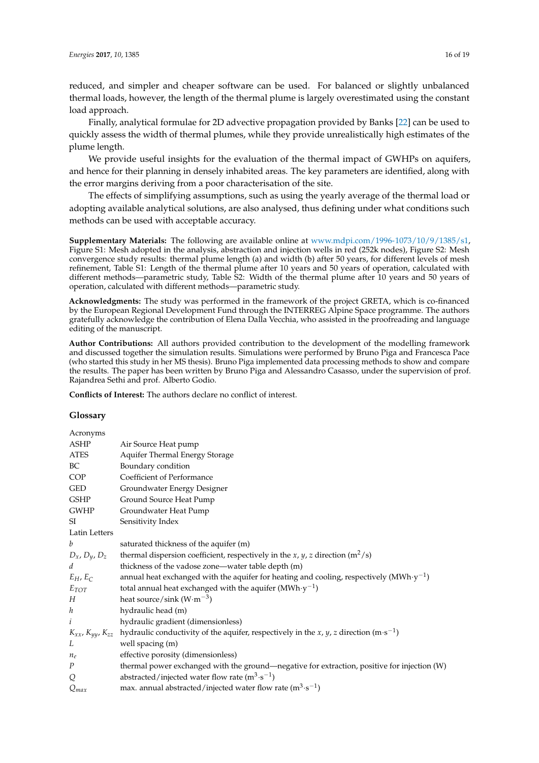reduced, and simpler and cheaper software can be used. For balanced or slightly unbalanced thermal loads, however, the length of the thermal plume is largely overestimated using the constant load approach.

Finally, analytical formulae for 2D advective propagation provided by Banks [22] can be used to quickly assess the width of thermal plumes, while they provide unrealistically high estimates of the plume length.

We provide useful insights for the evaluation of the thermal impact of GWHPs on aquifers, and hence for their planning in densely inhabited areas. The key parameters are identified, along with the error margins deriving from a poor characterisation of the site.

The effects of simplifying assumptions, such as using the yearly average of the thermal load or adopting available analytical solutions, are also analysed, thus defining under what conditions such methods can be used with acceptable accuracy.

**Supplementary Materials:** The following are available online at www.mdpi.com/1996-1073/10/9/1385/s1, Figure S1: Mesh adopted in the analysis, abstraction and injection wells in red (252k nodes), Figure S2: Mesh convergence study results: thermal plume length (a) and width (b) after 50 years, for different levels of mesh refinement, Table S1: Length of the thermal plume after 10 years and 50 years of operation, calculated with different methods—parametric study, Table S2: Width of the thermal plume after 10 years and 50 years of operation, calculated with different methods—parametric study.

**Acknowledgments:** The study was performed in the framework of the project GRETA, which is co-financed by the European Regional Development Fund through the INTERREG Alpine Space programme. The authors gratefully acknowledge the contribution of Elena Dalla Vecchia, who assisted in the proofreading and language editing of the manuscript.

**Author Contributions:** All authors provided contribution to the development of the modelling framework and discussed together the simulation results. Simulations were performed by Bruno Piga and Francesca Pace (who started this study in her MS thesis). Bruno Piga implemented data processing methods to show and compare the results. The paper has been written by Bruno Piga and Alessandro Casasso, under the supervision of prof. Rajandrea Sethi and prof. Alberto Godio.

**Conflicts of Interest:** The authors declare no conflict of interest.

## Glossary

| Acronyms | |
|---|---|
| ASHP | Air Source Heat pump |
| ATES | Aquifer Thermal Energy Storage |
| BC | Boundary condition |
| COP | Coefficient of Performance |
| GED | Groundwater Energy Designer |
| GSHP | Ground Source Heat Pump |
| GWHP | Groundwater Heat Pump |
| SI | Sensitivity Index |
| Latin Letters | |
| $b$ | saturated thickness of the aquifer (m) |
| $D_x$, $D_y$, $D_z$ | thermal dispersion coefficient, respectively in the $x$, $y$, $z$ direction ($m^2/s$) |
| $d$ | thickness of the vadose zone—water table depth (m) |
| $E_H$, $E_C$ | annual heat exchanged with the aquifer for heating and cooling, respectively ($MWh{\cdot}y^{-1}$) |
| $E_{TOT}$ | total annual heat exchanged with the aquifer ($MWh{\cdot}y^{-1}$) |
| $H$ | heat source/sink ($W{\cdot}m^{-3}$) |
| $h$ | hydraulic head (m) |
| $i$ | hydraulic gradient (dimensionless) |
| $K_{xx}$, $K_{yy}$, $K_{zz}$ | hydraulic conductivity of the aquifer, respectively in the $x$, $y$, $z$ direction ($m{\cdot}s^{-1}$) |
| $L$ | well spacing (m) |
| $n_e$ | effective porosity (dimensionless) |
| $P$ | thermal power exchanged with the ground—negative for extraction, positive for injection (W) |
| $Q$ | abstracted/injected water flow rate ($m^3{\cdot}s^{-1}$) |
| $Q_{max}$ | max. annual abstracted/injected water flow rate ($m^3{\cdot}s^{-1}$) |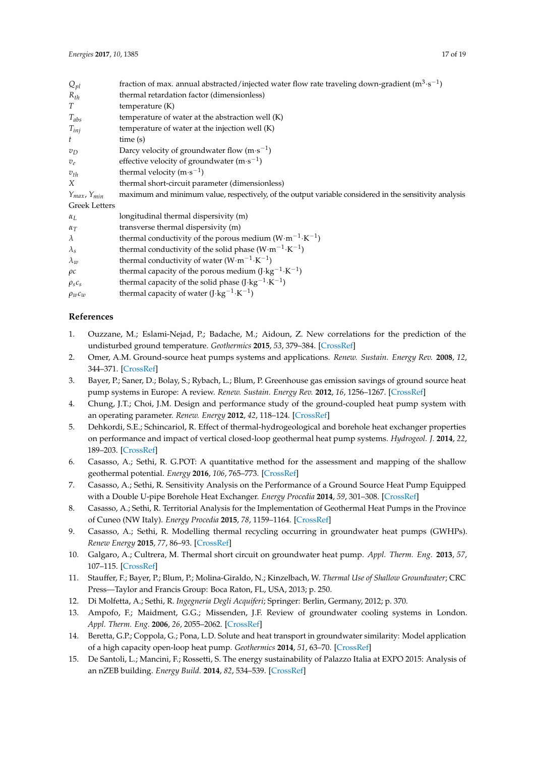| | |
|---|---|
| $Q_{pl}$ | fraction of max. annual abstracted/injected water flow rate traveling down-gradient ($m^3 \cdot s^{-1}$) |
| $R_{th}$ | thermal retardation factor (dimensionless) |
| $T$ | temperature (K) |
| $T_{abs}$ | temperature of water at the abstraction well (K) |
| $T_{inj}$ | temperature of water at the injection well (K) |
| $t$ | time (s) |
| $v_D$ | Darcy velocity of groundwater flow ($m \cdot s^{-1}$) |
| $v_e$ | effective velocity of groundwater ($m \cdot s^{-1}$) |
| $v_{th}$ | thermal velocity ($m \cdot s^{-1}$) |
| $X$ | thermal short-circuit parameter (dimensionless) |
| $Y_{max}$, $Y_{min}$ | maximum and minimum value, respectively, of the output variable considered in the sensitivity analysis |
| Greek Letters | |
| $\alpha_L$ | longitudinal thermal dispersivity (m) |
| $\alpha_T$ | transverse thermal dispersivity (m) |
| $\lambda$ | thermal conductivity of the porous medium ($W \cdot m^{-1} \cdot K^{-1}$) |
| $\lambda_s$ | thermal conductivity of the solid phase ($W \cdot m^{-1} \cdot K^{-1}$) |
| $\lambda_w$ | thermal conductivity of water ($W \cdot m^{-1} \cdot K^{-1}$) |
| $\rho c$ | thermal capacity of the porous medium ($J \cdot kg^{-1} \cdot K^{-1}$) |
| $\rho_s c_s$ | thermal capacity of the solid phase ($J \cdot kg^{-1} \cdot K^{-1}$) |
| $\rho_w c_w$ | thermal capacity of water ($J \cdot kg^{-1} \cdot K^{-1}$) |

## References

1. Ouzzane, M.; Eslami-Nejad, P.; Badache, M.; Aidoun, Z. New correlations for the prediction of the undisturbed ground temperature. *Geothermics* **2015**, *53*, 379–384. [CrossRef]
2. Omer, A.M. Ground-source heat pumps systems and applications. *Renew. Sustain. Energy Rev.* **2008**, *12*, 344–371. [CrossRef]
3. Bayer, P.; Saner, D.; Bolay, S.; Rybach, L.; Blum, P. Greenhouse gas emission savings of ground source heat pump systems in Europe: A review. *Renew. Sustain. Energy Rev.* **2012**, *16*, 1256–1267. [CrossRef]
4. Chung, J.T.; Choi, J.M. Design and performance study of the ground-coupled heat pump system with an operating parameter. *Renew. Energy* **2012**, *42*, 118–124. [CrossRef]
5. Dehkordi, S.E.; Schincariol, R. Effect of thermal-hydrogeological and borehole heat exchanger properties on performance and impact of vertical closed-loop geothermal heat pump systems. *Hydrogeol. J.* **2014**, *22*, 189–203. [CrossRef]
6. Casasso, A.; Sethi, R. G.POT: A quantitative method for the assessment and mapping of the shallow geothermal potential. *Energy* **2016**, *106*, 765–773. [CrossRef]
7. Casasso, A.; Sethi, R. Sensitivity Analysis on the Performance of a Ground Source Heat Pump Equipped with a Double U-pipe Borehole Heat Exchanger. *Energy Procedia* **2014**, *59*, 301–308. [CrossRef]
8. Casasso, A.; Sethi, R. Territorial Analysis for the Implementation of Geothermal Heat Pumps in the Province of Cuneo (NW Italy). *Energy Procedia* **2015**, *78*, 1159–1164. [CrossRef]
9. Casasso, A.; Sethi, R. Modelling thermal recycling occurring in groundwater heat pumps (GWHPs). *Renew Energy* **2015**, *77*, 86–93. [CrossRef]
10. Galgaro, A.; Cultrera, M. Thermal short circuit on groundwater heat pump. *Appl. Therm. Eng.* **2013**, *57*, 107–115. [CrossRef]
11. Stauffer, F.; Bayer, P.; Blum, P.; Molina-Giraldo, N.; Kinzelbach, W. *Thermal Use of Shallow Groundwater*; CRC Press—Taylor and Francis Group: Boca Raton, FL, USA, 2013; p. 250.
12. Di Molfetta, A.; Sethi, R. *Ingegneria Degli Acquiferi*; Springer: Berlin, Germany, 2012; p. 370.
13. Ampofo, F.; Maidment, G.G.; Missenden, J.F. Review of groundwater cooling systems in London. *Appl. Therm. Eng.* **2006**, *26*, 2055–2062. [CrossRef]
14. Beretta, G.P.; Coppola, G.; Pona, L.D. Solute and heat transport in groundwater similarity: Model application of a high capacity open-loop heat pump. *Geothermics* **2014**, *51*, 63–70. [CrossRef]
15. De Santoli, L.; Mancini, F.; Rossetti, S. The energy sustainability of Palazzo Italia at EXPO 2015: Analysis of an nZEB building. *Energy Build.* **2014**, *82*, 534–539. [CrossRef]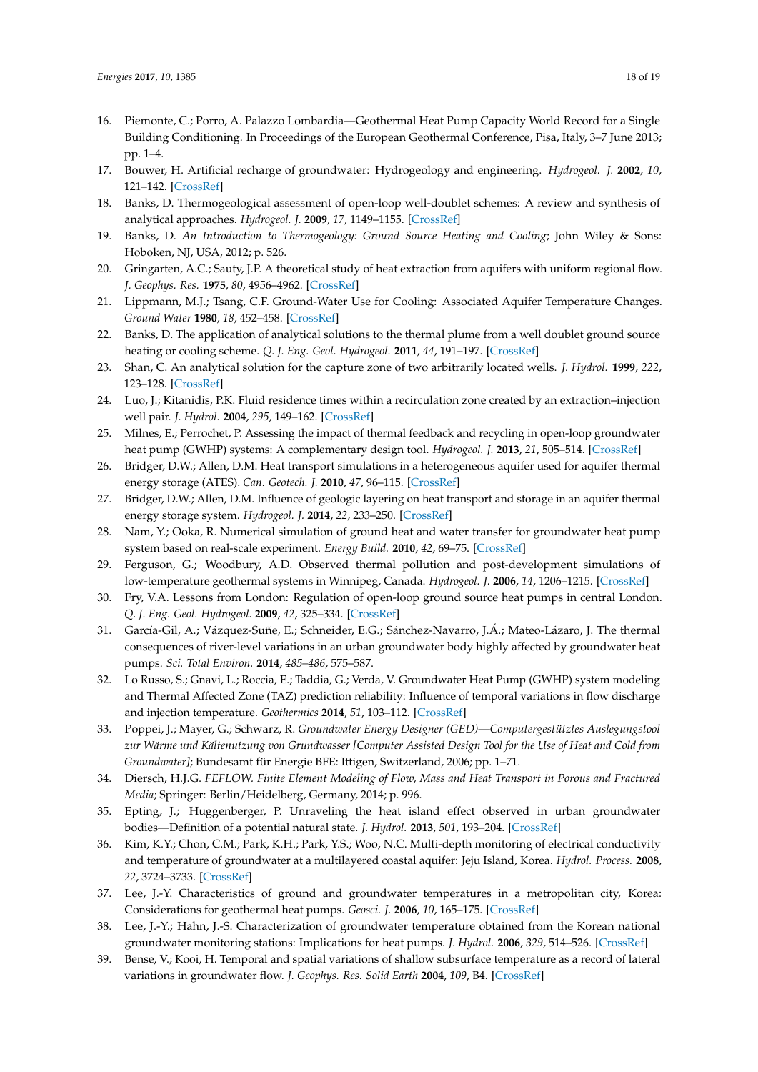16. Piemonte, C.; Porro, A. Palazzo Lombardia—Geothermal Heat Pump Capacity World Record for a Single Building Conditioning. In Proceedings of the European Geothermal Conference, Pisa, Italy, 3–7 June 2013; pp. 1–4.
17. Bouwer, H. Artificial recharge of groundwater: Hydrogeology and engineering. *Hydrogeol. J.* **2002**, *10*, 121–142. [CrossRef]
18. Banks, D. Thermogeological assessment of open-loop well-doublet schemes: A review and synthesis of analytical approaches. *Hydrogeol. J.* **2009**, *17*, 1149–1155. [CrossRef]
19. Banks, D. *An Introduction to Thermogeology: Ground Source Heating and Cooling*; John Wiley & Sons: Hoboken, NJ, USA, 2012; p. 526.
20. Gringarten, A.C.; Sauty, J.P. A theoretical study of heat extraction from aquifers with uniform regional flow. *J. Geophys. Res.* **1975**, *80*, 4956–4962. [CrossRef]
21. Lippmann, M.J.; Tsang, C.F. Ground-Water Use for Cooling: Associated Aquifer Temperature Changes. *Ground Water* **1980**, *18*, 452–458. [CrossRef]
22. Banks, D. The application of analytical solutions to the thermal plume from a well doublet ground source heating or cooling scheme. *Q. J. Eng. Geol. Hydrogeol.* **2011**, *44*, 191–197. [CrossRef]
23. Shan, C. An analytical solution for the capture zone of two arbitrarily located wells. *J. Hydrol.* **1999**, *222*, 123–128. [CrossRef]
24. Luo, J.; Kitanidis, P.K. Fluid residence times within a recirculation zone created by an extraction–injection well pair. *J. Hydrol.* **2004**, *295*, 149–162. [CrossRef]
25. Milnes, E.; Perrochet, P. Assessing the impact of thermal feedback and recycling in open-loop groundwater heat pump (GWHP) systems: A complementary design tool. *Hydrogeol. J.* **2013**, *21*, 505–514. [CrossRef]
26. Bridger, D.W.; Allen, D.M. Heat transport simulations in a heterogeneous aquifer used for aquifer thermal energy storage (ATES). *Can. Geotech. J.* **2010**, *47*, 96–115. [CrossRef]
27. Bridger, D.W.; Allen, D.M. Influence of geologic layering on heat transport and storage in an aquifer thermal energy storage system. *Hydrogeol. J.* **2014**, *22*, 233–250. [CrossRef]
28. Nam, Y.; Ooka, R. Numerical simulation of ground heat and water transfer for groundwater heat pump system based on real-scale experiment. *Energy Build.* **2010**, *42*, 69–75. [CrossRef]
29. Ferguson, G.; Woodbury, A.D. Observed thermal pollution and post-development simulations of low-temperature geothermal systems in Winnipeg, Canada. *Hydrogeol. J.* **2006**, *14*, 1206–1215. [CrossRef]
30. Fry, V.A. Lessons from London: Regulation of open-loop ground source heat pumps in central London. *Q. J. Eng. Geol. Hydrogeol.* **2009**, *42*, 325–334. [CrossRef]
31. García-Gil, A.; Vázquez-Suñe, E.; Schneider, E.G.; Sánchez-Navarro, J.Á.; Mateo-Lázaro, J. The thermal consequences of river-level variations in an urban groundwater body highly affected by groundwater heat pumps. *Sci. Total Environ.* **2014**, *485–486*, 575–587.
32. Lo Russo, S.; Gnavi, L.; Roccia, E.; Taddia, G.; Verda, V. Groundwater Heat Pump (GWHP) system modeling and Thermal Affected Zone (TAZ) prediction reliability: Influence of temporal variations in flow discharge and injection temperature. *Geothermics* **2014**, *51*, 103–112. [CrossRef]
33. Poppei, J.; Mayer, G.; Schwarz, R. *Groundwater Energy Designer (GED)—Computergestütztes Auslegungstool zur Wärme und Kältenutzung von Grundwasser [Computer Assisted Design Tool for the Use of Heat and Cold from Groundwater]*; Bundesamt für Energie BFE: Ittigen, Switzerland, 2006; pp. 1–71.
34. Diersch, H.J.G. *FEFLOW. Finite Element Modeling of Flow, Mass and Heat Transport in Porous and Fractured Media*; Springer: Berlin/Heidelberg, Germany, 2014; p. 996.
35. Epting, J.; Huggenberger, P. Unraveling the heat island effect observed in urban groundwater bodies—Definition of a potential natural state. *J. Hydrol.* **2013**, *501*, 193–204. [CrossRef]
36. Kim, K.Y.; Chon, C.M.; Park, K.H.; Park, Y.S.; Woo, N.C. Multi-depth monitoring of electrical conductivity and temperature of groundwater at a multilayered coastal aquifer: Jeju Island, Korea. *Hydrol. Process.* **2008**, *22*, 3724–3733. [CrossRef]
37. Lee, J.-Y. Characteristics of ground and groundwater temperatures in a metropolitan city, Korea: Considerations for geothermal heat pumps. *Geosci. J.* **2006**, *10*, 165–175. [CrossRef]
38. Lee, J.-Y.; Hahn, J.-S. Characterization of groundwater temperature obtained from the Korean national groundwater monitoring stations: Implications for heat pumps. *J. Hydrol.* **2006**, *329*, 514–526. [CrossRef]
39. Bense, V.; Kooi, H. Temporal and spatial variations of shallow subsurface temperature as a record of lateral variations in groundwater flow. *J. Geophys. Res. Solid Earth* **2004**, *109*, B4. [CrossRef]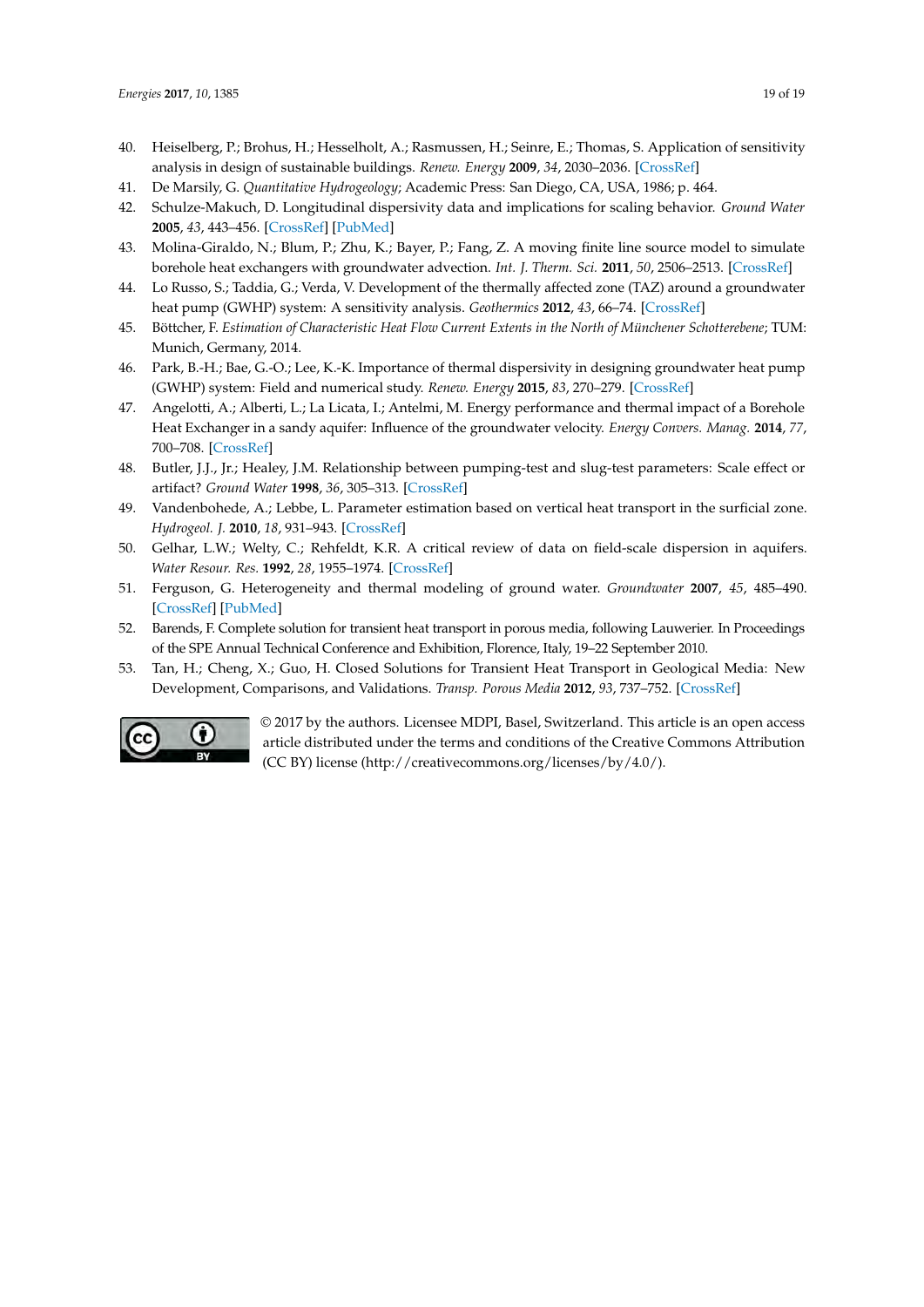40. Heiselberg, P.; Brohus, H.; Hesselholt, A.; Rasmussen, H.; Seinre, E.; Thomas, S. Application of sensitivity analysis in design of sustainable buildings. *Renew. Energy* **2009**, *34*, 2030–2036. [CrossRef]
41. De Marsily, G. *Quantitative Hydrogeology*; Academic Press: San Diego, CA, USA, 1986; p. 464.
42. Schulze-Makuch, D. Longitudinal dispersivity data and implications for scaling behavior. *Ground Water* **2005**, *43*, 443–456. [CrossRef] [PubMed]
43. Molina-Giraldo, N.; Blum, P.; Zhu, K.; Bayer, P.; Fang, Z. A moving finite line source model to simulate borehole heat exchangers with groundwater advection. *Int. J. Therm. Sci.* **2011**, *50*, 2506–2513. [CrossRef]
44. Lo Russo, S.; Taddia, G.; Verda, V. Development of the thermally affected zone (TAZ) around a groundwater heat pump (GWHP) system: A sensitivity analysis. *Geothermics* **2012**, *43*, 66–74. [CrossRef]
45. Böttcher, F. *Estimation of Characteristic Heat Flow Current Extents in the North of Münchener Schotterebene*; TUM: Munich, Germany, 2014.
46. Park, B.-H.; Bae, G.-O.; Lee, K.-K. Importance of thermal dispersivity in designing groundwater heat pump (GWHP) system: Field and numerical study. *Renew. Energy* **2015**, *83*, 270–279. [CrossRef]
47. Angelotti, A.; Alberti, L.; La Licata, I.; Antelmi, M. Energy performance and thermal impact of a Borehole Heat Exchanger in a sandy aquifer: Influence of the groundwater velocity. *Energy Convers. Manag.* **2014**, *77*, 700–708. [CrossRef]
48. Butler, J.J., Jr.; Healey, J.M. Relationship between pumping-test and slug-test parameters: Scale effect or artifact? *Ground Water* **1998**, *36*, 305–313. [CrossRef]
49. Vandenbohede, A.; Lebbe, L. Parameter estimation based on vertical heat transport in the surficial zone. *Hydrogeol. J.* **2010**, *18*, 931–943. [CrossRef]
50. Gelhar, L.W.; Welty, C.; Rehfeldt, K.R. A critical review of data on field-scale dispersion in aquifers. *Water Resour. Res.* **1992**, *28*, 1955–1974. [CrossRef]
51. Ferguson, G. Heterogeneity and thermal modeling of ground water. *Groundwater* **2007**, *45*, 485–490. [CrossRef] [PubMed]
52. Barends, F. Complete solution for transient heat transport in porous media, following Lauwerier. In Proceedings of the SPE Annual Technical Conference and Exhibition, Florence, Italy, 19–22 September 2010.
53. Tan, H.; Cheng, X.; Guo, H. Closed Solutions for Transient Heat Transport in Geological Media: New Development, Comparisons, and Validations. *Transp. Porous Media* **2012**, *93*, 737–752. [CrossRef]

© 2017 by the authors. Licensee MDPI, Basel, Switzerland. This article is an open access article distributed under the terms and conditions of the Creative Commons Attribution (CC BY) license (http://creativecommons.org/licenses/by/4.0/).